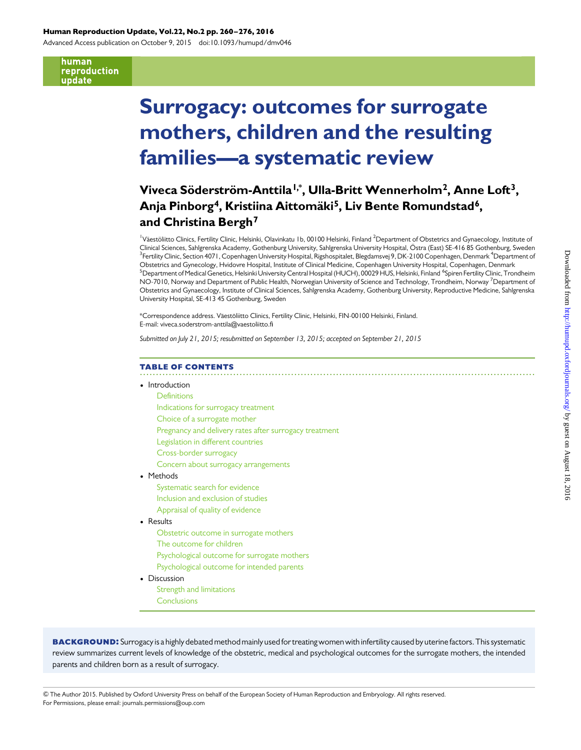# Surrogacy: outcomes for surrogate mothers, children and the resulting families—a systematic review

## Viveca Söderström-Anttila[1,*], Ulla-Britt Wennerholm[2], Anne Loft[3], Anja Pinborg[4], Kristiina Aittomäki[5], Liv Bente Romundstad[6], and Christina Bergh[7]

[1]Väestöliitto Clinics, Fertility Clinic, Helsinki, Olavinkatu 1b, 00100 Helsinki, Finland [2]Department of Obstetrics and Gynaecology, Institute of Clinical Sciences, Sahlgrenska Academy, Gothenburg University, Sahlgrenska University Hospital, Östra (East) SE-416 85 Gothenburg, Sweden [3]Fertility Clinic, Section 4071, Copenhagen University Hospital, Rigshospitalet, Blegdamsvej 9, DK-2100 Copenhagen, Denmark [4]Department of Obstetrics and Gynecology, Hvidovre Hospital, Institute of Clinical Medicine, Copenhagen University Hospital, Copenhagen, Denmark [5]Department of Medical Genetics, Helsinki University Central Hospital (HUCH), 00029 HUS, Helsinki, Finland [6]Spiren Fertility Clinic, Trondheim NO-7010, Norway and Department of Public Health, Norwegian University of Science and Technology, Trondheim, Norway [7]Department of Obstetrics and Gynaecology, Institute of Clinical Sciences, Sahlgrenska Academy, Gothenburg University, Reproductive Medicine, Sahlgrenska University Hospital, SE-413 45 Gothenburg, Sweden

*Correspondence address. Väestöliitto Clinics, Fertility Clinic, Helsinki, FIN-00100 Helsinki, Finland. E-mail: viveca.soderstrom-anttila@vaestoliitto.fi

*Submitted on July 21, 2015; resubmitted on September 13, 2015; accepted on September 21, 2015*

### TABLE OF CONTENTS

- Introduction
  - Definitions
  - Indications for surrogacy treatment
  - Choice of a surrogate mother
  - Pregnancy and delivery rates after surrogacy treatment
  - Legislation in different countries
  - Cross-border surrogacy
  - Concern about surrogacy arrangements
- Methods
  - Systematic search for evidence
  - Inclusion and exclusion of studies
  - Appraisal of quality of evidence
- Results
  - Obstetric outcome in surrogate mothers
  - The outcome for children
  - Psychological outcome for surrogate mothers
  - Psychological outcome for intended parents
- Discussion
  - Strength and limitations
  - Conclusions

**BACKGROUND:** Surrogacy is a highly debated method mainly used for treating women with infertility caused by uterine factors. This systematic review summarizes current levels of knowledge of the obstetric, medical and psychological outcomes for the surrogate mothers, the intended parents and children born as a result of surrogacy.

© The Author 2015. Published by Oxford University Press on behalf of the European Society of Human Reproduction and Embryology. All rights reserved. For Permissions, please email: journals.permissions@oup.com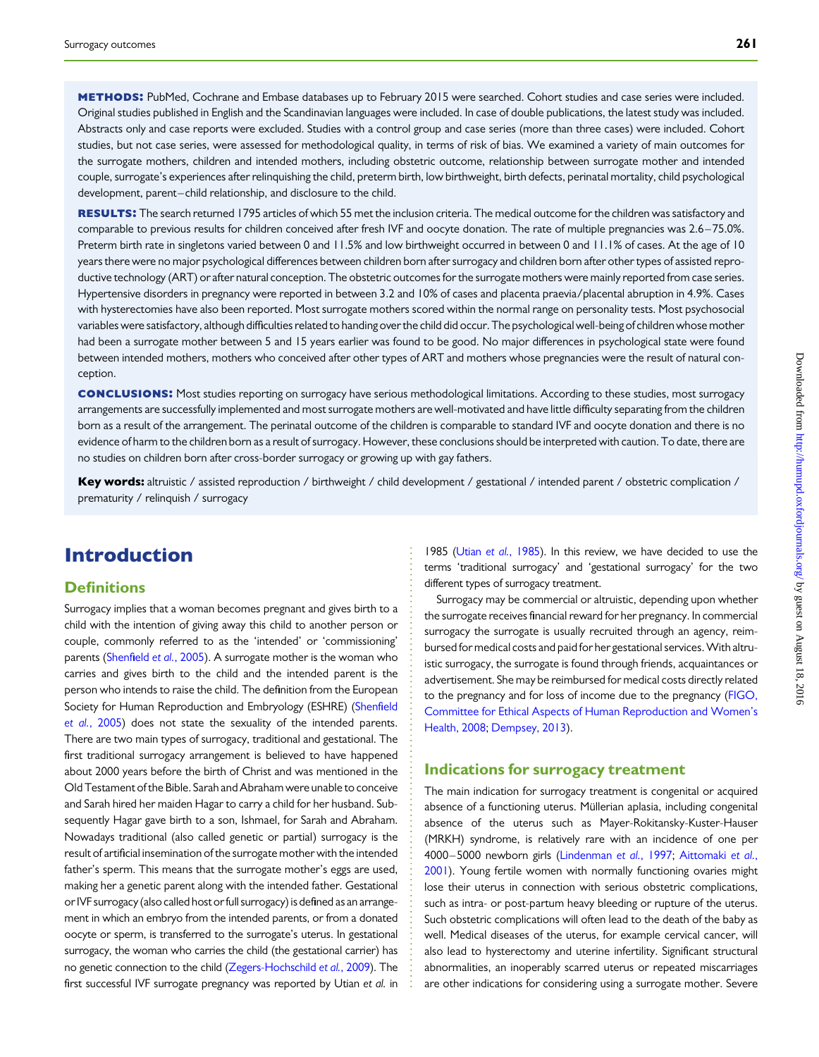**METHODS:** PubMed, Cochrane and Embase databases up to February 2015 were searched. Cohort studies and case series were included. Original studies published in English and the Scandinavian languages were included. In case of double publications, the latest study was included. Abstracts only and case reports were excluded. Studies with a control group and case series (more than three cases) were included. Cohort studies, but not case series, were assessed for methodological quality, in terms of risk of bias. We examined a variety of main outcomes for the surrogate mothers, children and intended mothers, including obstetric outcome, relationship between surrogate mother and intended couple, surrogate's experiences after relinquishing the child, preterm birth, low birthweight, birth defects, perinatal mortality, child psychological development, parent–child relationship, and disclosure to the child.

**RESULTS:** The search returned 1795 articles of which 55 met the inclusion criteria. The medical outcome for the children was satisfactory and comparable to previous results for children conceived after fresh IVF and oocyte donation. The rate of multiple pregnancies was 2.6–75.0%. Preterm birth rate in singletons varied between 0 and 11.5% and low birthweight occurred in between 0 and 11.1% of cases. At the age of 10 years there were no major psychological differences between children born after surrogacy and children born after other types of assisted reproductive technology (ART) or after natural conception. The obstetric outcomes for the surrogate mothers were mainly reported from case series. Hypertensive disorders in pregnancy were reported in between 3.2 and 10% of cases and placenta praevia/placental abruption in 4.9%. Cases with hysterectomies have also been reported. Most surrogate mothers scored within the normal range on personality tests. Most psychosocial variables were satisfactory, although difficulties related to handing over the child did occur. The psychological well-being of children whose mother had been a surrogate mother between 5 and 15 years earlier was found to be good. No major differences in psychological state were found between intended mothers, mothers who conceived after other types of ART and mothers whose pregnancies were the result of natural conception.

**CONCLUSIONS:** Most studies reporting on surrogacy have serious methodological limitations. According to these studies, most surrogacy arrangements are successfully implemented and most surrogate mothers are well-motivated and have little difficulty separating from the children born as a result of the arrangement. The perinatal outcome of the children is comparable to standard IVF and oocyte donation and there is no evidence of harm to the children born as a result of surrogacy. However, these conclusions should be interpreted with caution. To date, there are no studies on children born after cross-border surrogacy or growing up with gay fathers.

**Key words:** altruistic / assisted reproduction / birthweight / child development / gestational / intended parent / obstetric complication / prematurity / relinquish / surrogacy

# Introduction

## Definitions

Surrogacy implies that a woman becomes pregnant and gives birth to a child with the intention of giving away this child to another person or couple, commonly referred to as the 'intended' or 'commissioning' parents (Shenfield *et al.*, 2005). A surrogate mother is the woman who carries and gives birth to the child and the intended parent is the person who intends to raise the child. The definition from the European Society for Human Reproduction and Embryology (ESHRE) (Shenfield *et al.*, 2005) does not state the sexuality of the intended parents. There are two main types of surrogacy, traditional and gestational. The first traditional surrogacy arrangement is believed to have happened about 2000 years before the birth of Christ and was mentioned in the Old Testament of the Bible. Sarah and Abraham were unable to conceive and Sarah hired her maiden Hagar to carry a child for her husband. Subsequently Hagar gave birth to a son, Ishmael, for Sarah and Abraham. Nowadays traditional (also called genetic or partial) surrogacy is the result of artificial insemination of the surrogate mother with the intended father's sperm. This means that the surrogate mother's eggs are used, making her a genetic parent along with the intended father. Gestational or IVF surrogacy (also called host or full surrogacy) is defined as an arrangement in which an embryo from the intended parents, or from a donated oocyte or sperm, is transferred to the surrogate's uterus. In gestational surrogacy, the woman who carries the child (the gestational carrier) has no genetic connection to the child (Zegers-Hochschild *et al.*, 2009). The first successful IVF surrogate pregnancy was reported by Utian *et al.* in 1985 (Utian *et al.*, 1985). In this review, we have decided to use the terms 'traditional surrogacy' and 'gestational surrogacy' for the two different types of surrogacy treatment.

Surrogacy may be commercial or altruistic, depending upon whether the surrogate receives financial reward for her pregnancy. In commercial surrogacy the surrogate is usually recruited through an agency, reimbursed for medical costs and paid for her gestational services. With altruistic surrogacy, the surrogate is found through friends, acquaintances or advertisement. She may be reimbursed for medical costs directly related to the pregnancy and for loss of income due to the pregnancy (FIGO, Committee for Ethical Aspects of Human Reproduction and Women's Health, 2008; Dempsey, 2013).

## Indications for surrogacy treatment

The main indication for surrogacy treatment is congenital or acquired absence of a functioning uterus. Müllerian aplasia, including congenital absence of the uterus such as Mayer-Rokitansky-Kuster-Hauser (MRKH) syndrome, is relatively rare with an incidence of one per 4000–5000 newborn girls (Lindenman *et al.*, 1997; Aittomaki *et al.*, 2001). Young fertile women with normally functioning ovaries might lose their uterus in connection with serious obstetric complications, such as intra- or post-partum heavy bleeding or rupture of the uterus. Such obstetric complications will often lead to the death of the baby as well. Medical diseases of the uterus, for example cervical cancer, will also lead to hysterectomy and uterine infertility. Significant structural abnormalities, an inoperably scarred uterus or repeated miscarriages are other indications for considering using a surrogate mother. Severe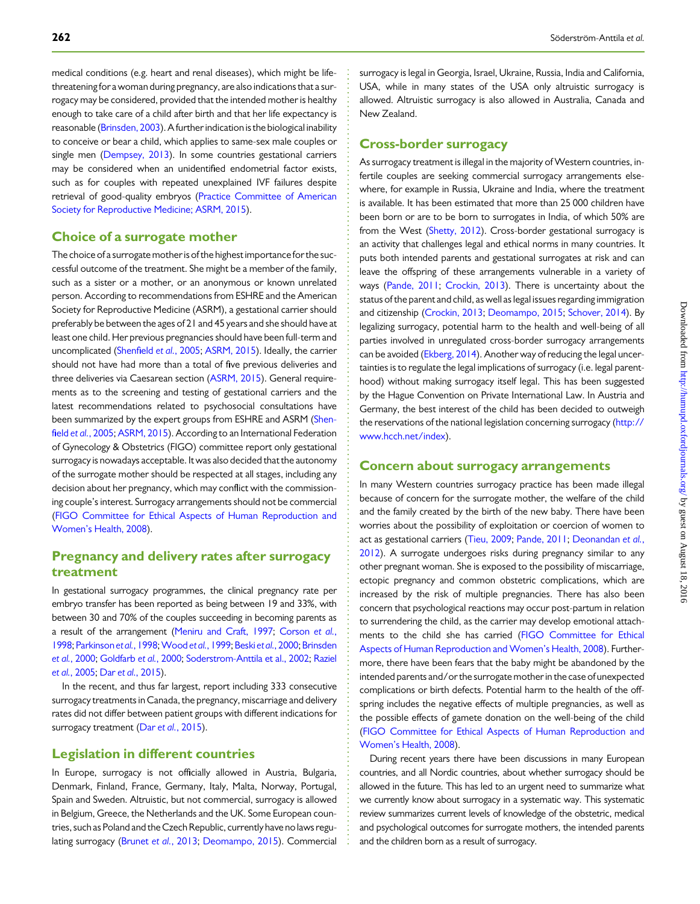medical conditions (e.g. heart and renal diseases), which might be life-threatening for a woman during pregnancy, are also indications that a surrogacy may be considered, provided that the intended mother is healthy enough to take care of a child after birth and that her life expectancy is reasonable (Brinsden, 2003). A further indication is the biological inability to conceive or bear a child, which applies to same-sex male couples or single men (Dempsey, 2013). In some countries gestational carriers may be considered when an unidentified endometrial factor exists, such as for couples with repeated unexplained IVF failures despite retrieval of good-quality embryos (Practice Committee of American Society for Reproductive Medicine; ASRM, 2015).

## Choice of a surrogate mother

The choice of a surrogate mother is of the highest importance for the successful outcome of the treatment. She might be a member of the family, such as a sister or a mother, or an anonymous or known unrelated person. According to recommendations from ESHRE and the American Society for Reproductive Medicine (ASRM), a gestational carrier should preferably be between the ages of 21 and 45 years and she should have at least one child. Her previous pregnancies should have been full-term and uncomplicated (Shenfield *et al.*, 2005; ASRM, 2015). Ideally, the carrier should not have had more than a total of five previous deliveries and three deliveries via Caesarean section (ASRM, 2015). General requirements as to the screening and testing of gestational carriers and the latest recommendations related to psychosocial consultations have been summarized by the expert groups from ESHRE and ASRM (Shenfield *et al.*, 2005; ASRM, 2015). According to an International Federation of Gynecology & Obstetrics (FIGO) committee report only gestational surrogacy is nowadays acceptable. It was also decided that the autonomy of the surrogate mother should be respected at all stages, including any decision about her pregnancy, which may conflict with the commissioning couple's interest. Surrogacy arrangements should not be commercial (FIGO Committee for Ethical Aspects of Human Reproduction and Women's Health, 2008).

## Pregnancy and delivery rates after surrogacy treatment

In gestational surrogacy programmes, the clinical pregnancy rate per embryo transfer has been reported as being between 19 and 33%, with between 30 and 70% of the couples succeeding in becoming parents as a result of the arrangement (Meniru and Craft, 1997; Corson *et al.*, 1998; Parkinson *et al.*, 1998; Wood *et al.*, 1999; Beski *et al.*, 2000; Brinsden *et al.*, 2000; Goldfarb *et al.*, 2000; Soderstrom-Anttila et al., 2002; Raziel *et al.*, 2005; Dar *et al.*, 2015).

In the recent, and thus far largest, report including 333 consecutive surrogacy treatments in Canada, the pregnancy, miscarriage and delivery rates did not differ between patient groups with different indications for surrogacy treatment (Dar *et al.*, 2015).

## Legislation in different countries

In Europe, surrogacy is not officially allowed in Austria, Bulgaria, Denmark, Finland, France, Germany, Italy, Malta, Norway, Portugal, Spain and Sweden. Altruistic, but not commercial, surrogacy is allowed in Belgium, Greece, the Netherlands and the UK. Some European countries, such as Poland and the Czech Republic, currently have no laws regulating surrogacy (Brunet *et al.*, 2013; Deomampo, 2015). Commercial surrogacy is legal in Georgia, Israel, Ukraine, Russia, India and California, USA, while in many states of the USA only altruistic surrogacy is allowed. Altruistic surrogacy is also allowed in Australia, Canada and New Zealand.

## Cross-border surrogacy

As surrogacy treatment is illegal in the majority of Western countries, infertile couples are seeking commercial surrogacy arrangements elsewhere, for example in Russia, Ukraine and India, where the treatment is available. It has been estimated that more than 25 000 children have been born or are to be born to surrogates in India, of which 50% are from the West (Shetty, 2012). Cross-border gestational surrogacy is an activity that challenges legal and ethical norms in many countries. It puts both intended parents and gestational surrogates at risk and can leave the offspring of these arrangements vulnerable in a variety of ways (Pande, 2011; Crockin, 2013). There is uncertainty about the status of the parent and child, as well as legal issues regarding immigration and citizenship (Crockin, 2013; Deomampo, 2015; Schover, 2014). By legalizing surrogacy, potential harm to the health and well-being of all parties involved in unregulated cross-border surrogacy arrangements can be avoided (Ekberg, 2014). Another way of reducing the legal uncertainties is to regulate the legal implications of surrogacy (i.e. legal parenthood) without making surrogacy itself legal. This has been suggested by the Hague Convention on Private International Law. In Austria and Germany, the best interest of the child has been decided to outweigh the reservations of the national legislation concerning surrogacy (http://www.hcch.net/index).

## Concern about surrogacy arrangements

In many Western countries surrogacy practice has been made illegal because of concern for the surrogate mother, the welfare of the child and the family created by the birth of the new baby. There have been worries about the possibility of exploitation or coercion of women to act as gestational carriers (Tieu, 2009; Pande, 2011; Deonandan *et al.*, 2012). A surrogate undergoes risks during pregnancy similar to any other pregnant woman. She is exposed to the possibility of miscarriage, ectopic pregnancy and common obstetric complications, which are increased by the risk of multiple pregnancies. There has also been concern that psychological reactions may occur post-partum in relation to surrendering the child, as the carrier may develop emotional attachments to the child she has carried (FIGO Committee for Ethical Aspects of Human Reproduction and Women's Health, 2008). Furthermore, there have been fears that the baby might be abandoned by the intended parents and/or the surrogate mother in the case of unexpected complications or birth defects. Potential harm to the health of the offspring includes the negative effects of multiple pregnancies, as well as the possible effects of gamete donation on the well-being of the child (FIGO Committee for Ethical Aspects of Human Reproduction and Women's Health, 2008).

During recent years there have been discussions in many European countries, and all Nordic countries, about whether surrogacy should be allowed in the future. This has led to an urgent need to summarize what we currently know about surrogacy in a systematic way. This systematic review summarizes current levels of knowledge of the obstetric, medical and psychological outcomes for surrogate mothers, the intended parents and the children born as a result of surrogacy.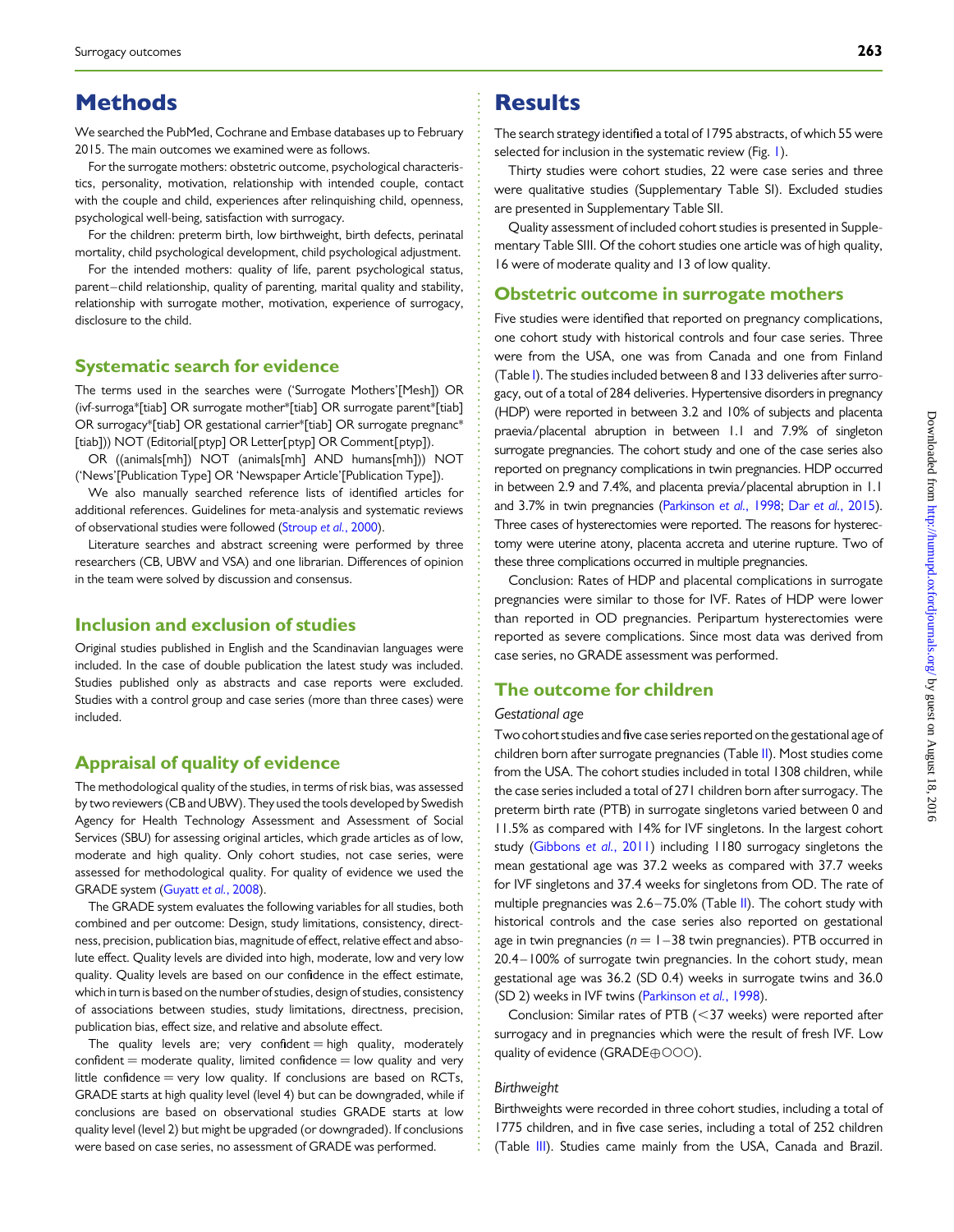# Methods

We searched the PubMed, Cochrane and Embase databases up to February 2015. The main outcomes we examined were as follows.

For the surrogate mothers: obstetric outcome, psychological characteristics, personality, motivation, relationship with intended couple, contact with the couple and child, experiences after relinquishing child, openness, psychological well-being, satisfaction with surrogacy.

For the children: preterm birth, low birthweight, birth defects, perinatal mortality, child psychological development, child psychological adjustment.

For the intended mothers: quality of life, parent psychological status, parent–child relationship, quality of parenting, marital quality and stability, relationship with surrogate mother, motivation, experience of surrogacy, disclosure to the child.

## Systematic search for evidence

The terms used in the searches were ('Surrogate Mothers'[Mesh]) OR (ivf-surroga*[tiab] OR surrogate mother*[tiab] OR surrogate parent*[tiab] OR surrogacy*[tiab] OR gestational carrier*[tiab] OR surrogate pregnanc*[tiab])) NOT (Editorial[ptyp] OR Letter[ptyp] OR Comment[ptyp]).

OR ((animals[mh]) NOT (animals[mh] AND humans[mh])) NOT ('News'[Publication Type] OR 'Newspaper Article'[Publication Type]).

We also manually searched reference lists of identified articles for additional references. Guidelines for meta-analysis and systematic reviews of observational studies were followed (Stroup *et al.*, 2000).

Literature searches and abstract screening were performed by three researchers (CB, UBW and VSA) and one librarian. Differences of opinion in the team were solved by discussion and consensus.

## Inclusion and exclusion of studies

Original studies published in English and the Scandinavian languages were included. In the case of double publication the latest study was included. Studies published only as abstracts and case reports were excluded. Studies with a control group and case series (more than three cases) were included.

## Appraisal of quality of evidence

The methodological quality of the studies, in terms of risk bias, was assessed by two reviewers (CB and UBW). They used the tools developed by Swedish Agency for Health Technology Assessment and Assessment of Social Services (SBU) for assessing original articles, which grade articles as of low, moderate and high quality. Only cohort studies, not case series, were assessed for methodological quality. For quality of evidence we used the GRADE system (Guyatt *et al.*, 2008).

The GRADE system evaluates the following variables for all studies, both combined and per outcome: Design, study limitations, consistency, directness, precision, publication bias, magnitude of effect, relative effect and absolute effect. Quality levels are divided into high, moderate, low and very low quality. Quality levels are based on our confidence in the effect estimate, which in turn is based on the number of studies, design of studies, consistency of associations between studies, study limitations, directness, precision, publication bias, effect size, and relative and absolute effect.

The quality levels are; very confident = high quality, moderately confident = moderate quality, limited confidence = low quality and very little confidence = very low quality. If conclusions are based on RCTs, GRADE starts at high quality level (level 4) but can be downgraded, while if conclusions are based on observational studies GRADE starts at low quality level (level 2) but might be upgraded (or downgraded). If conclusions were based on case series, no assessment of GRADE was performed.

# Results

The search strategy identified a total of 1795 abstracts, of which 55 were selected for inclusion in the systematic review (Fig. 1).

Thirty studies were cohort studies, 22 were case series and three were qualitative studies (Supplementary Table SI). Excluded studies are presented in Supplementary Table SII.

Quality assessment of included cohort studies is presented in Supplementary Table SIII. Of the cohort studies one article was of high quality, 16 were of moderate quality and 13 of low quality.

## Obstetric outcome in surrogate mothers

Five studies were identified that reported on pregnancy complications, one cohort study with historical controls and four case series. Three were from the USA, one was from Canada and one from Finland (Table I). The studies included between 8 and 133 deliveries after surrogacy, out of a total of 284 deliveries. Hypertensive disorders in pregnancy (HDP) were reported in between 3.2 and 10% of subjects and placenta praevia/placental abruption in between 1.1 and 7.9% of singleton surrogate pregnancies. The cohort study and one of the case series also reported on pregnancy complications in twin pregnancies. HDP occurred in between 2.9 and 7.4%, and placenta previa/placental abruption in 1.1 and 3.7% in twin pregnancies (Parkinson *et al.*, 1998; Dar *et al.*, 2015). Three cases of hysterectomies were reported. The reasons for hysterectomy were uterine atony, placenta accreta and uterine rupture. Two of these three complications occurred in multiple pregnancies.

Conclusion: Rates of HDP and placental complications in surrogate pregnancies were similar to those for IVF. Rates of HDP were lower than reported in OD pregnancies. Peripartum hysterectomies were reported as severe complications. Since most data was derived from case series, no GRADE assessment was performed.

## The outcome for children

### *Gestational age*

Two cohort studies and five case series reported on the gestational age of children born after surrogate pregnancies (Table II). Most studies come from the USA. The cohort studies included in total 1308 children, while the case series included a total of 271 children born after surrogacy. The preterm birth rate (PTB) in surrogate singletons varied between 0 and 11.5% as compared with 14% for IVF singletons. In the largest cohort study (Gibbons *et al.*, 2011) including 1180 surrogacy singletons the mean gestational age was 37.2 weeks as compared with 37.7 weeks for IVF singletons and 37.4 weeks for singletons from OD. The rate of multiple pregnancies was 2.6–75.0% (Table II). The cohort study with historical controls and the case series also reported on gestational age in twin pregnancies ($n = 1$–$38$ twin pregnancies). PTB occurred in 20.4–100% of surrogate twin pregnancies. In the cohort study, mean gestational age was 36.2 (SD 0.4) weeks in surrogate twins and 36.0 (SD 2) weeks in IVF twins (Parkinson *et al.*, 1998).

Conclusion: Similar rates of PTB (<37 weeks) were reported after surrogacy and in pregnancies which were the result of fresh IVF. Low quality of evidence (GRADE⊕○○○).

### *Birthweight*

Birthweights were recorded in three cohort studies, including a total of 1775 children, and in five case series, including a total of 252 children (Table III). Studies came mainly from the USA, Canada and Brazil.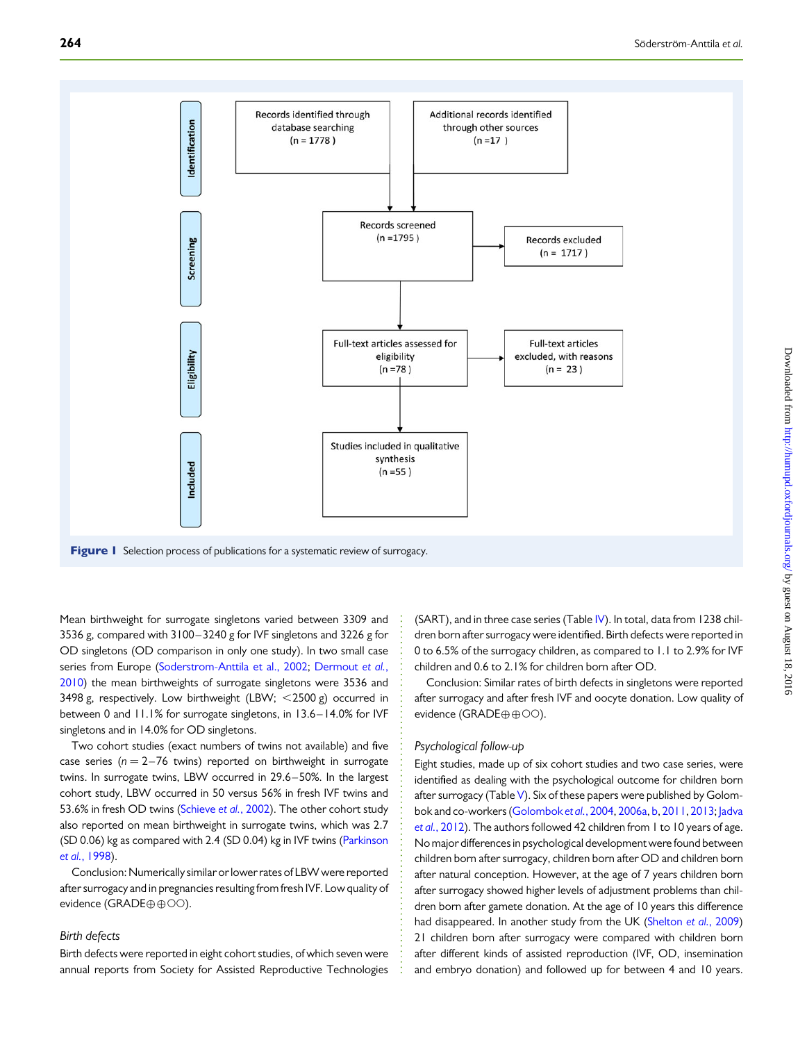| | | |
|---|---|---|
| **Identification** | Records identified through database searching (n = 1778 ) | Additional records identified through other sources (n =17 ) |
| **Screening** | Records screened (n =1795 ) | Records excluded (n = 1717 ) |
| **Eligibility** | Full-text articles assessed for eligibility (n =78 ) | Full-text articles excluded, with reasons (n = 23 ) |
| **Included** | Studies included in qualitative synthesis (n =55 ) | |

**Figure 1** Selection process of publications for a systematic review of surrogacy.

Mean birthweight for surrogate singletons varied between 3309 and 3536 g, compared with 3100–3240 g for IVF singletons and 3226 g for OD singletons (OD comparison in only one study). In two small case series from Europe (Soderstrom-Anttila et al., 2002; Dermout et al., 2010) the mean birthweights of surrogate singletons were 3536 and 3498 g, respectively. Low birthweight (LBW; <2500 g) occurred in between 0 and 11.1% for surrogate singletons, in 13.6–14.0% for IVF singletons and in 14.0% for OD singletons.

Two cohort studies (exact numbers of twins not available) and five case series ($n = 2$–$76$ twins) reported on birthweight in surrogate twins. In surrogate twins, LBW occurred in 29.6–50%. In the largest cohort study, LBW occurred in 50 versus 56% in fresh IVF twins and 53.6% in fresh OD twins (Schieve et al., 2002). The other cohort study also reported on mean birthweight in surrogate twins, which was 2.7 (SD 0.06) kg as compared with 2.4 (SD 0.04) kg in IVF twins (Parkinson et al., 1998).

Conclusion: Numerically similar or lower rates of LBW were reported after surrogacy and in pregnancies resulting from fresh IVF. Low quality of evidence (GRADE⊕⊕○○).

### Birth defects

Birth defects were reported in eight cohort studies, of which seven were annual reports from Society for Assisted Reproductive Technologies (SART), and in three case series (Table IV). In total, data from 1238 children born after surrogacy were identified. Birth defects were reported in 0 to 6.5% of the surrogacy children, as compared to 1.1 to 2.9% for IVF children and 0.6 to 2.1% for children born after OD.

Conclusion: Similar rates of birth defects in singletons were reported after surrogacy and after fresh IVF and oocyte donation. Low quality of evidence (GRADE⊕⊕○○).

### Psychological follow-up

Eight studies, made up of six cohort studies and two case series, were identified as dealing with the psychological outcome for children born after surrogacy (Table V). Six of these papers were published by Golombok and co-workers (Golombok et al., 2004, 2006a, b, 2011, 2013; Jadva et al., 2012). The authors followed 42 children from 1 to 10 years of age. No major differences in psychological development were found between children born after surrogacy, children born after OD and children born after natural conception. However, at the age of 7 years children born after surrogacy showed higher levels of adjustment problems than children born after gamete donation. At the age of 10 years this difference had disappeared. In another study from the UK (Shelton et al., 2009) 21 children born after surrogacy were compared with children born after different kinds of assisted reproduction (IVF, OD, insemination and embryo donation) and followed up for between 4 and 10 years.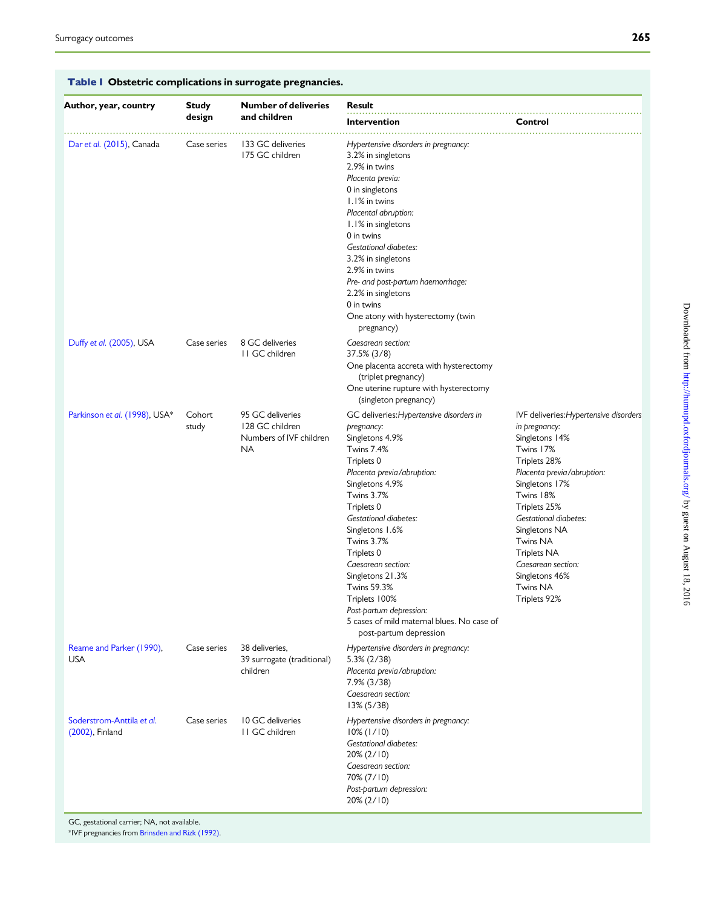**Table I Obstetric complications in surrogate pregnancies.**

| Author, year, country | Study design | Number of deliveries and children | Result | |
|---|---|---|---|---|
| | | | **Intervention** | **Control** |
| Dar *et al.* (2015), Canada | Case series | 133 GC deliveries<br>175 GC children | *Hypertensive disorders in pregnancy:*<br>3.2% in singletons<br>2.9% in twins<br>*Placenta previa:*<br>0 in singletons<br>1.1% in twins<br>*Placental abruption:*<br>1.1% in singletons<br>0 in twins<br>*Gestational diabetes:*<br>3.2% in singletons<br>2.9% in twins<br>*Pre- and post-partum haemorrhage:*<br>2.2% in singletons<br>0 in twins<br>One atony with hysterectomy (twin pregnancy) | |
| Duffy *et al.* (2005), USA | Case series | 8 GC deliveries<br>11 GC children | *Caesarean section:*<br>37.5% (3/8)<br>One placenta accreta with hysterectomy (triplet pregnancy)<br>One uterine rupture with hysterectomy (singleton pregnancy) | |
| Parkinson *et al.* (1998), USA* | Cohort study | 95 GC deliveries<br>128 GC children<br>Numbers of IVF children NA | GC deliveries:*Hypertensive disorders in pregnancy:*<br>Singletons 4.9%<br>Twins 7.4%<br>Triplets 0<br>*Placenta previa/abruption:*<br>Singletons 4.9%<br>Twins 3.7%<br>Triplets 0<br>*Gestational diabetes:*<br>Singletons 1.6%<br>Twins 3.7%<br>Triplets 0<br>*Caesarean section:*<br>Singletons 21.3%<br>Twins 59.3%<br>Triplets 100%<br>*Post-partum depression:*<br>5 cases of mild maternal blues. No case of post-partum depression | IVF deliveries:*Hypertensive disorders in pregnancy:*<br>Singletons 14%<br>Twins 17%<br>Triplets 28%<br>*Placenta previa/abruption:*<br>Singletons 17%<br>Twins 18%<br>Triplets 25%<br>*Gestational diabetes:*<br>Singletons NA<br>Twins NA<br>Triplets NA<br>*Caesarean section:*<br>Singletons 46%<br>Twins NA<br>Triplets 92% |
| Reame and Parker (1990), USA | Case series | 38 deliveries,<br>39 surrogate (traditional) children | *Hypertensive disorders in pregnancy:*<br>5.3% (2/38)<br>*Placenta previa/abruption:*<br>7.9% (3/38)<br>*Caesarean section:*<br>13% (5/38) | |
| Soderstrom-Anttila *et al.* (2002), Finland | Case series | 10 GC deliveries<br>11 GC children | *Hypertensive disorders in pregnancy:*<br>10% (1/10)<br>*Gestational diabetes:*<br>20% (2/10)<br>*Caesarean section:*<br>70% (7/10)<br>*Post-partum depression:*<br>20% (2/10) | |

GC, gestational carrier; NA, not available.
*IVF pregnancies from Brinsden and Rizk (1992).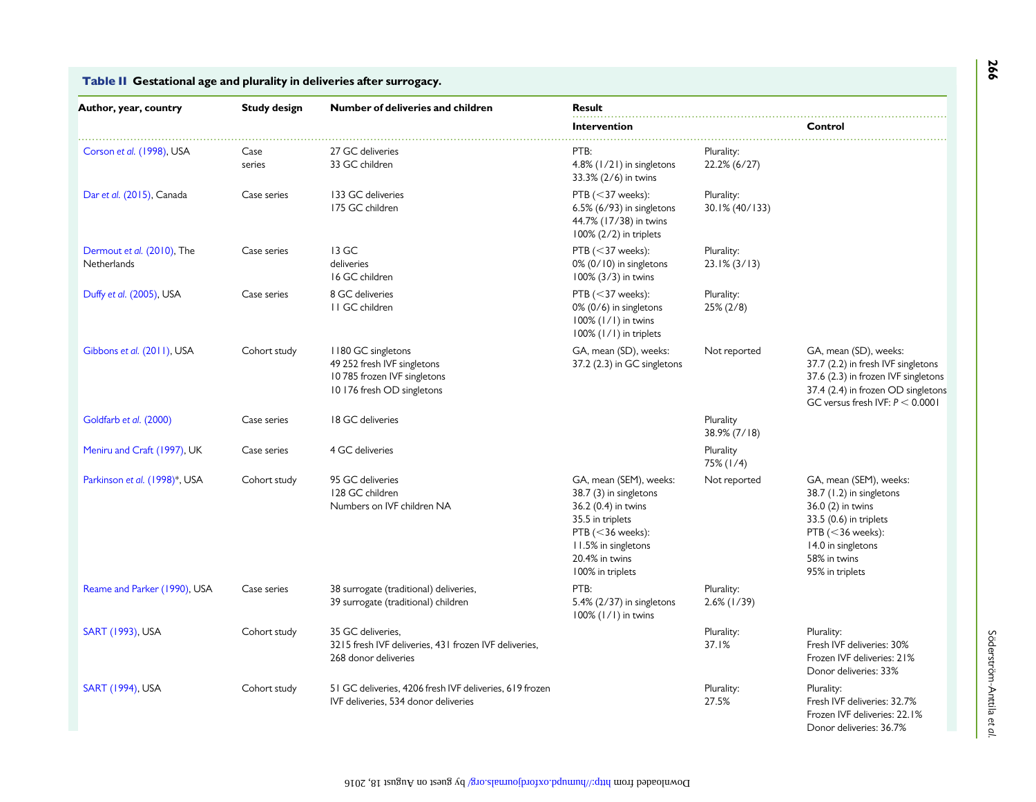**Table II** Gestational age and plurality in deliveries after surrogacy.

| Author, year, country | Study design | Number of deliveries and children | Result | | |
|---|---|---|---|---|---|
| | | | Intervention | | Control |
| Corson *et al.* (1998), USA | Case series | 27 GC deliveries<br>33 GC children | PTB:<br>4.8% (1/21) in singletons<br>33.3% (2/6) in twins | Plurality:<br>22.2% (6/27) | |
| Dar *et al.* (2015), Canada | Case series | 133 GC deliveries<br>175 GC children | PTB (<37 weeks):<br>6.5% (6/93) in singletons<br>44.7% (17/38) in twins<br>100% (2/2) in triplets | Plurality:<br>30.1% (40/133) | |
| Dermout *et al.* (2010), The Netherlands | Case series | 13 GC deliveries<br>16 GC children | PTB (<37 weeks):<br>0% (0/10) in singletons<br>100% (3/3) in twins | Plurality:<br>23.1% (3/13) | |
| Duffy *et al.* (2005), USA | Case series | 8 GC deliveries<br>11 GC children | PTB (<37 weeks):<br>0% (0/6) in singletons<br>100% (1/1) in twins<br>100% (1/1) in triplets | Plurality:<br>25% (2/8) | |
| Gibbons *et al.* (2011), USA | Cohort study | 1180 GC singletons<br>49 252 fresh IVF singletons<br>10 785 frozen IVF singletons<br>10 176 fresh OD singletons | GA, mean (SD), weeks:<br>37.2 (2.3) in GC singletons | Not reported | GA, mean (SD), weeks:<br>37.7 (2.2) in fresh IVF singletons<br>37.6 (2.3) in frozen IVF singletons<br>37.4 (2.4) in frozen OD singletons<br>GC versus fresh IVF: $P < 0.0001$ |
| Goldfarb *et al.* (2000) | Case series | 18 GC deliveries | | Plurality<br>38.9% (7/18) | |
| Meniru and Craft (1997), UK | Case series | 4 GC deliveries | | Plurality<br>75% (1/4) | |
| Parkinson *et al.* (1998)*, USA | Cohort study | 95 GC deliveries<br>128 GC children<br>Numbers on IVF children NA | GA, mean (SEM), weeks:<br>38.7 (3) in singletons<br>36.2 (0.4) in twins<br>35.5 in triplets<br>PTB (<36 weeks):<br>11.5% in singletons<br>20.4% in twins<br>100% in triplets | Not reported | GA, mean (SEM), weeks:<br>38.7 (1.2) in singletons<br>36.0 (2) in twins<br>33.5 (0.6) in triplets<br>PTB (<36 weeks):<br>14.0 in singletons<br>58% in twins<br>95% in triplets |
| Reame and Parker (1990), USA | Case series | 38 surrogate (traditional) deliveries,<br>39 surrogate (traditional) children | PTB:<br>5.4% (2/37) in singletons<br>100% (1/1) in twins | Plurality:<br>2.6% (1/39) | |
| SART (1993), USA | Cohort study | 35 GC deliveries,<br>3215 fresh IVF deliveries, 431 frozen IVF deliveries,<br>268 donor deliveries | | Plurality:<br>37.1% | Plurality:<br>Fresh IVF deliveries: 30%<br>Frozen IVF deliveries: 21%<br>Donor deliveries: 33% |
| SART (1994), USA | Cohort study | 51 GC deliveries, 4206 fresh IVF deliveries, 619 frozen IVF deliveries, 534 donor deliveries | | Plurality:<br>27.5% | Plurality:<br>Fresh IVF deliveries: 32.7%<br>Frozen IVF deliveries: 22.1%<br>Donor deliveries: 36.7% |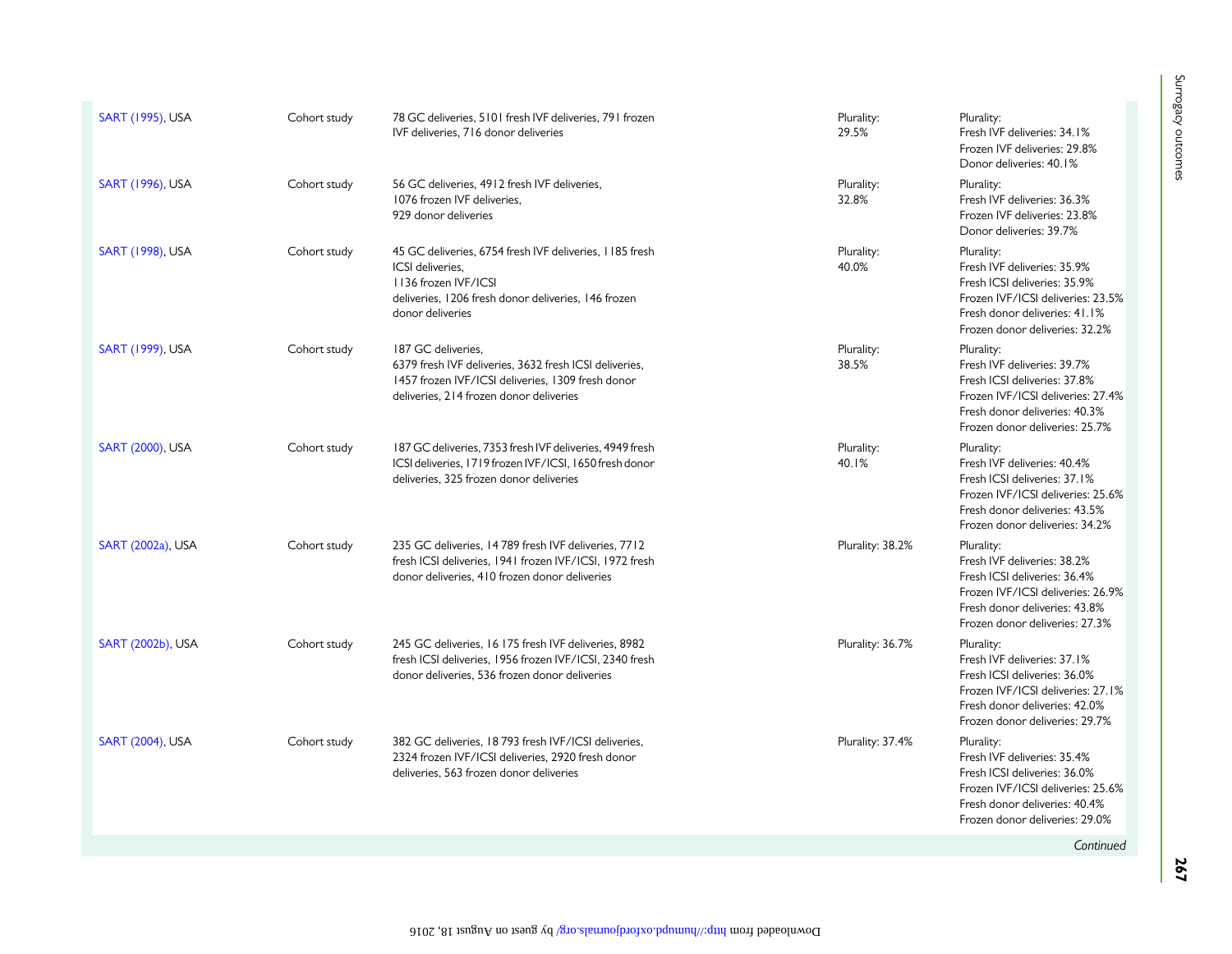| | | | | |
|---|---|---|---|---|
| SART (1995), USA | Cohort study | 78 GC deliveries, 5101 fresh IVF deliveries, 791 frozen IVF deliveries, 716 donor deliveries | Plurality: 29.5% | Plurality: Fresh IVF deliveries: 34.1% Frozen IVF deliveries: 29.8% Donor deliveries: 40.1% |
| SART (1996), USA | Cohort study | 56 GC deliveries, 4912 fresh IVF deliveries, 1076 frozen IVF deliveries, 929 donor deliveries | Plurality: 32.8% | Plurality: Fresh IVF deliveries: 36.3% Frozen IVF deliveries: 23.8% Donor deliveries: 39.7% |
| SART (1998), USA | Cohort study | 45 GC deliveries, 6754 fresh IVF deliveries, 1185 fresh ICSI deliveries, 1136 frozen IVF/ICSI deliveries, 1206 fresh donor deliveries, 146 frozen donor deliveries | Plurality: 40.0% | Plurality: Fresh IVF deliveries: 35.9% Fresh ICSI deliveries: 35.9% Frozen IVF/ICSI deliveries: 23.5% Fresh donor deliveries: 41.1% Frozen donor deliveries: 32.2% |
| SART (1999), USA | Cohort study | 187 GC deliveries, 6379 fresh IVF deliveries, 3632 fresh ICSI deliveries, 1457 frozen IVF/ICSI deliveries, 1309 fresh donor deliveries, 214 frozen donor deliveries | Plurality: 38.5% | Plurality: Fresh IVF deliveries: 39.7% Fresh ICSI deliveries: 37.8% Frozen IVF/ICSI deliveries: 27.4% Fresh donor deliveries: 40.3% Frozen donor deliveries: 25.7% |
| SART (2000), USA | Cohort study | 187 GC deliveries, 7353 fresh IVF deliveries, 4949 fresh ICSI deliveries, 1719 frozen IVF/ICSI, 1650 fresh donor deliveries, 325 frozen donor deliveries | Plurality: 40.1% | Plurality: Fresh IVF deliveries: 40.4% Fresh ICSI deliveries: 37.1% Frozen IVF/ICSI deliveries: 25.6% Fresh donor deliveries: 43.5% Frozen donor deliveries: 34.2% |
| SART (2002a), USA | Cohort study | 235 GC deliveries, 14 789 fresh IVF deliveries, 7712 fresh ICSI deliveries, 1941 frozen IVF/ICSI, 1972 fresh donor deliveries, 410 frozen donor deliveries | Plurality: 38.2% | Plurality: Fresh IVF deliveries: 38.2% Fresh ICSI deliveries: 36.4% Frozen IVF/ICSI deliveries: 26.9% Fresh donor deliveries: 43.8% Frozen donor deliveries: 27.3% |
| SART (2002b), USA | Cohort study | 245 GC deliveries, 16 175 fresh IVF deliveries, 8982 fresh ICSI deliveries, 1956 frozen IVF/ICSI, 2340 fresh donor deliveries, 536 frozen donor deliveries | Plurality: 36.7% | Plurality: Fresh IVF deliveries: 37.1% Fresh ICSI deliveries: 36.0% Frozen IVF/ICSI deliveries: 27.1% Fresh donor deliveries: 42.0% Frozen donor deliveries: 29.7% |
| SART (2004), USA | Cohort study | 382 GC deliveries, 18 793 fresh IVF/ICSI deliveries, 2324 frozen IVF/ICSI deliveries, 2920 fresh donor deliveries, 563 frozen donor deliveries | Plurality: 37.4% | Plurality: Fresh IVF deliveries: 35.4% Fresh ICSI deliveries: 36.0% Frozen IVF/ICSI deliveries: 25.6% Fresh donor deliveries: 40.4% Frozen donor deliveries: 29.0% |

*Continued*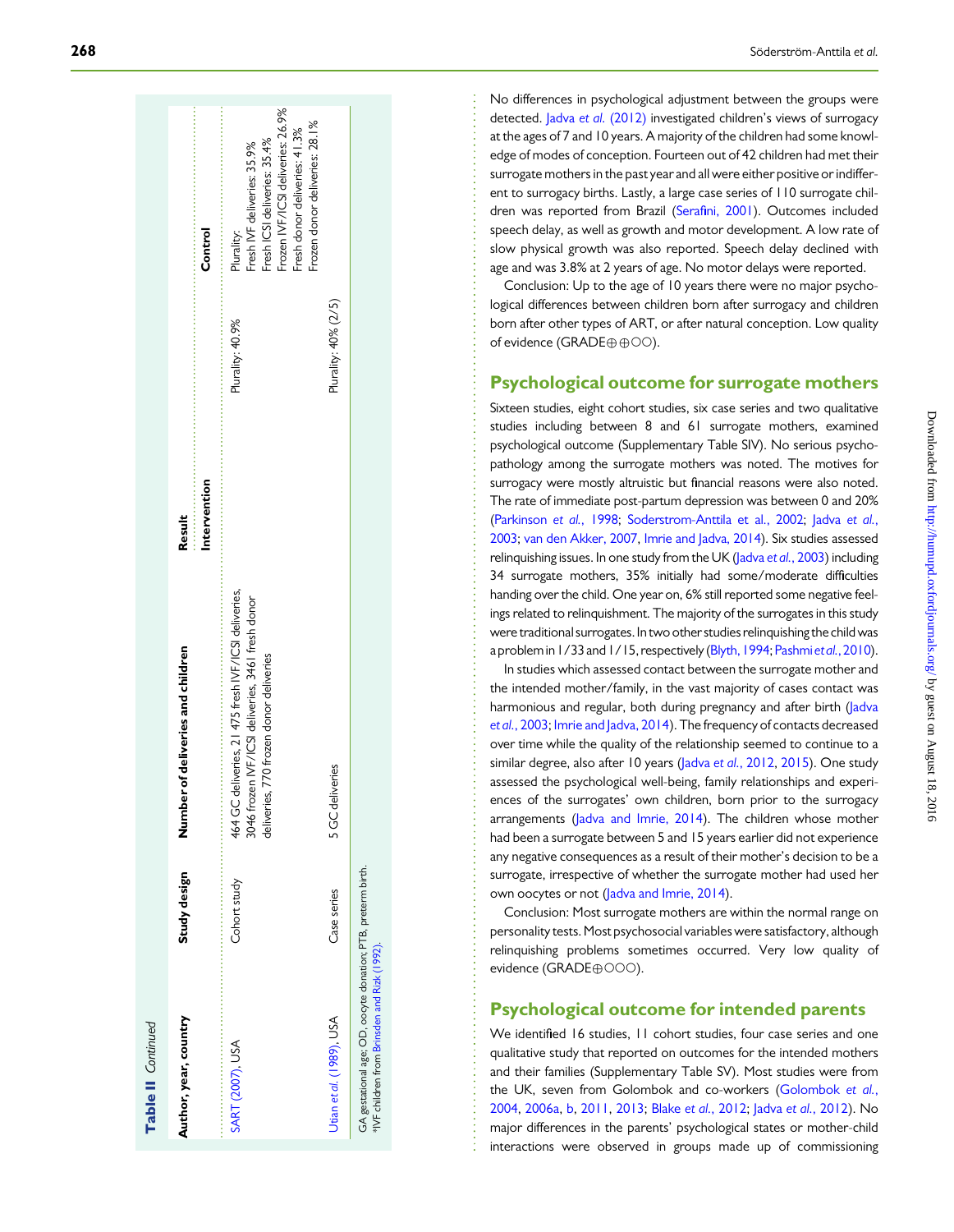**Table II** *Continued*

| Author, year, country | Study design | Number of deliveries and children | Result | |
|---|---|---|---|---|
| | | | Intervention | Control |
| SART (2007), USA | Cohort study | 464 GC deliveries, 21 475 fresh IVF/ICSI deliveries, 3046 frozen IVF/ICSI deliveries, 3461 fresh donor deliveries, 770 frozen donor deliveries | Plurality: 40.9% | Plurality:<br>Fresh IVF deliveries: 35.9%<br>Fresh ICSI deliveries: 35.4%<br>Frozen IVF/ICSI deliveries: 26.9%<br>Fresh donor deliveries: 41.3%<br>Frozen donor deliveries: 28.1% |
| Utian *et al.* (1989), USA | Case series | 5 GC deliveries | Plurality: 40% (2/5) | |

GA gestational age; OD, oocyte donation; PTB, preterm birth.
[a]IVF children from Brinsden and Rizk (1992).

No differences in psychological adjustment between the groups were detected. Jadva *et al.* (2012) investigated children's views of surrogacy at the ages of 7 and 10 years. A majority of the children had some knowledge of modes of conception. Fourteen out of 42 children had met their surrogate mothers in the past year and all were either positive or indifferent to surrogacy births. Lastly, a large case series of 110 surrogate children was reported from Brazil (Serafini, 2001). Outcomes included speech delay, as well as growth and motor development. A low rate of slow physical growth was also reported. Speech delay declined with age and was 3.8% at 2 years of age. No motor delays were reported.

Conclusion: Up to the age of 10 years there were no major psychological differences between children born after surrogacy and children born after other types of ART, or after natural conception. Low quality of evidence (GRADE⊕⊕○○).

## Psychological outcome for surrogate mothers

Sixteen studies, eight cohort studies, six case series and two qualitative studies including between 8 and 61 surrogate mothers, examined psychological outcome (Supplementary Table SIV). No serious psychopathology among the surrogate mothers was noted. The motives for surrogacy were mostly altruistic but financial reasons were also noted. The rate of immediate post-partum depression was between 0 and 20% (Parkinson *et al.*, 1998; Soderstrom-Anttila et al., 2002; Jadva *et al.*, 2003; van den Akker, 2007, Imrie and Jadva, 2014). Six studies assessed relinquishing issues. In one study from the UK (Jadva *et al.*, 2003) including 34 surrogate mothers, 35% initially had some/moderate difficulties handing over the child. One year on, 6% still reported some negative feelings related to relinquishment. The majority of the surrogates in this study were traditional surrogates. In two other studies relinquishing the child was a problem in 1/33 and 1/15, respectively (Blyth, 1994; Pashmi *et al.*, 2010).

In studies which assessed contact between the surrogate mother and the intended mother/family, in the vast majority of cases contact was harmonious and regular, both during pregnancy and after birth (Jadva *et al.*, 2003; Imrie and Jadva, 2014). The frequency of contacts decreased over time while the quality of the relationship seemed to continue to a similar degree, also after 10 years (Jadva *et al.*, 2012, 2015). One study assessed the psychological well-being, family relationships and experiences of the surrogates' own children, born prior to the surrogacy arrangements (Jadva and Imrie, 2014). The children whose mother had been a surrogate between 5 and 15 years earlier did not experience any negative consequences as a result of their mother's decision to be a surrogate, irrespective of whether the surrogate mother had used her own oocytes or not (Jadva and Imrie, 2014).

Conclusion: Most surrogate mothers are within the normal range on personality tests. Most psychosocial variables were satisfactory, although relinquishing problems sometimes occurred. Very low quality of evidence (GRADE⊕○○○).

## Psychological outcome for intended parents

We identified 16 studies, 11 cohort studies, four case series and one qualitative study that reported on outcomes for the intended mothers and their families (Supplementary Table SV). Most studies were from the UK, seven from Golombok and co-workers (Golombok *et al.*, 2004, 2006a, b, 2011, 2013; Blake *et al.*, 2012; Jadva *et al.*, 2012). No major differences in the parents' psychological states or mother-child interactions were observed in groups made up of commissioning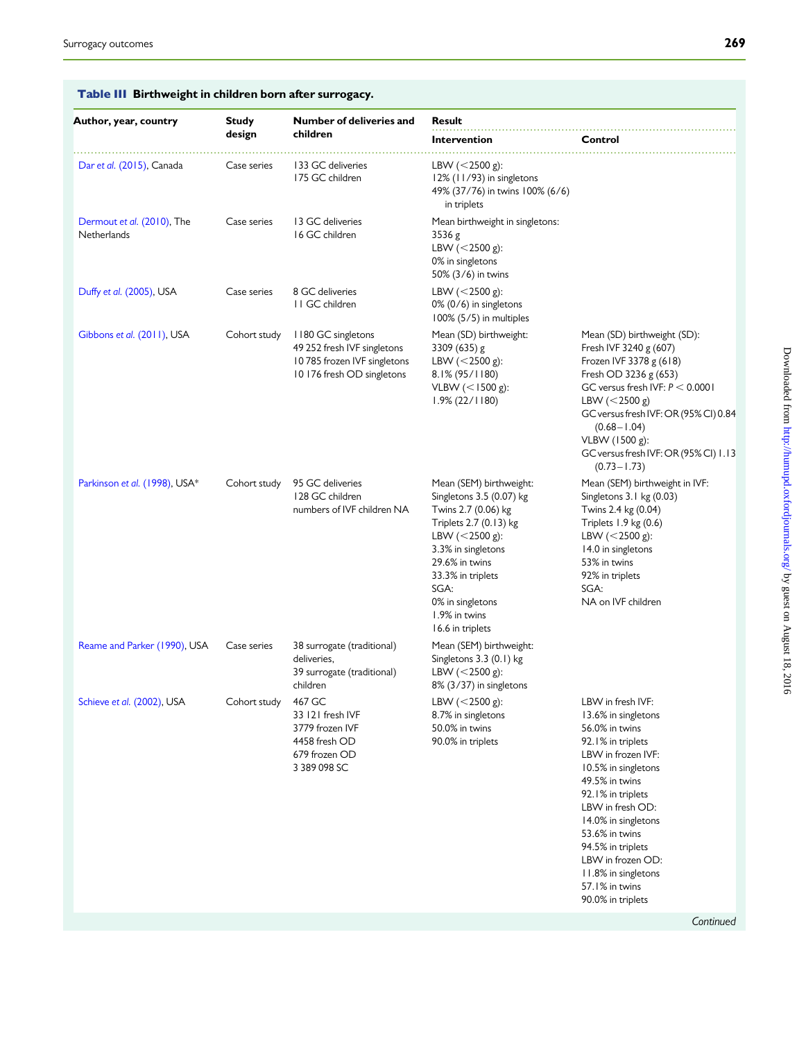**Table III** Birthweight in children born after surrogacy.

| Author, year, country | Study design | Number of deliveries and children | Result | |
|---|---|---|---|---|
| | | | Intervention | Control |
| Dar *et al.* (2015), Canada | Case series | 133 GC deliveries<br>175 GC children | LBW (<2500 g):<br>12% (11/93) in singletons<br>49% (37/76) in twins 100% (6/6) in triplets | |
| Dermout *et al.* (2010), The Netherlands | Case series | 13 GC deliveries<br>16 GC children | Mean birthweight in singletons:<br>3536 g<br>LBW (<2500 g):<br>0% in singletons<br>50% (3/6) in twins | |
| Duffy *et al.* (2005), USA | Case series | 8 GC deliveries<br>11 GC children | LBW (<2500 g):<br>0% (0/6) in singletons<br>100% (5/5) in multiples | |
| Gibbons *et al.* (2011), USA | Cohort study | 1180 GC singletons<br>49 252 fresh IVF singletons<br>10 785 frozen IVF singletons<br>10 176 fresh OD singletons | Mean (SD) birthweight:<br>3309 (635) g<br>LBW (<2500 g):<br>8.1% (95/1180)<br>VLBW (<1500 g):<br>1.9% (22/1180) | Mean (SD) birthweight (SD):<br>Fresh IVF 3240 g (607)<br>Frozen IVF 3378 g (618)<br>Fresh OD 3236 g (653)<br>GC versus fresh IVF: $P < 0.0001$<br>LBW (<2500 g)<br>GC versus fresh IVF: OR (95% CI) 0.84 (0.68–1.04)<br>VLBW (1500 g):<br>GC versus fresh IVF: OR (95% CI) 1.13 (0.73–1.73) |
| Parkinson *et al.* (1998), USA* | Cohort study | 95 GC deliveries<br>128 GC children<br>numbers of IVF children NA | Mean (SEM) birthweight:<br>Singletons 3.5 (0.07) kg<br>Twins 2.7 (0.06) kg<br>Triplets 2.7 (0.13) kg<br>LBW (<2500 g):<br>3.3% in singletons<br>29.6% in twins<br>33.3% in triplets<br>SGA:<br>0% in singletons<br>1.9% in twins<br>16.6 in triplets | Mean (SEM) birthweight in IVF:<br>Singletons 3.1 kg (0.03)<br>Twins 2.4 kg (0.04)<br>Triplets 1.9 kg (0.6)<br>LBW (<2500 g):<br>14.0 in singletons<br>53% in twins<br>92% in triplets<br>SGA:<br>NA on IVF children |
| Reame and Parker (1990), USA | Case series | 38 surrogate (traditional) deliveries,<br>39 surrogate (traditional) children | Mean (SEM) birthweight:<br>Singletons 3.3 (0.1) kg<br>LBW (<2500 g):<br>8% (3/37) in singletons | |
| Schieve *et al.* (2002), USA | Cohort study | 467 GC<br>33 121 fresh IVF<br>3779 frozen IVF<br>4458 fresh OD<br>679 frozen OD<br>3 389 098 SC | LBW (<2500 g):<br>8.7% in singletons<br>50.0% in twins<br>90.0% in triplets | LBW in fresh IVF:<br>13.6% in singletons<br>56.0% in twins<br>92.1% in triplets<br>LBW in frozen IVF:<br>10.5% in singletons<br>49.5% in twins<br>92.1% in triplets<br>LBW in fresh OD:<br>14.0% in singletons<br>53.6% in twins<br>94.5% in triplets<br>LBW in frozen OD:<br>11.8% in singletons<br>57.1% in twins<br>90.0% in triplets |

*Continued*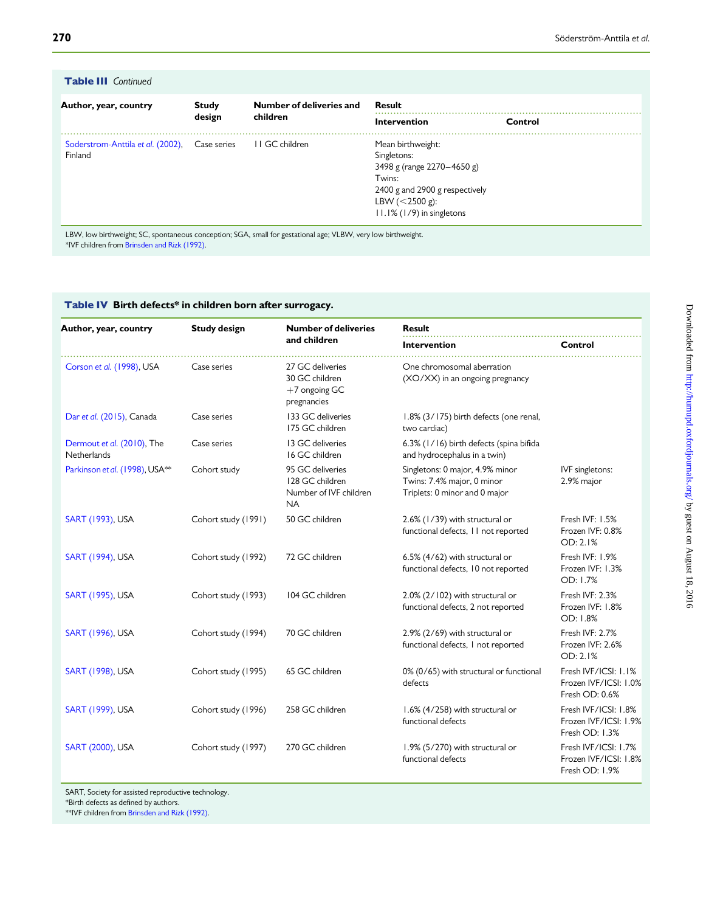**Table III** *Continued*

| Author, year, country | Study design | Number of deliveries and children | Result | |
|---|---|---|---|---|
| | | | Intervention | Control |
| Soderstrom-Anttila *et al.* (2002), Finland | Case series | 11 GC children | Mean birthweight:<br>Singletons:<br>3498 g (range 2270–4650 g)<br>Twins:<br>2400 g and 2900 g respectively<br>LBW (<2500 g):<br>11.1% (1/9) in singletons | |

LBW, low birthweight; SC, spontaneous conception; SGA, small for gestational age; VLBW, very low birthweight.
*IVF children from Brinsden and Rizk (1992).

**Table IV** **Birth defects* in children born after surrogacy.**

| Author, year, country | Study design | Number of deliveries and children | Result | |
|---|---|---|---|---|
| | | | Intervention | Control |
| Corson *et al.* (1998), USA | Case series | 27 GC deliveries<br>30 GC children<br>+7 ongoing GC pregnancies | One chromosomal aberration (XO/XX) in an ongoing pregnancy | |
| Dar *et al.* (2015), Canada | Case series | 133 GC deliveries<br>175 GC children | 1.8% (3/175) birth defects (one renal, two cardiac) | |
| Dermout *et al.* (2010), The Netherlands | Case series | 13 GC deliveries<br>16 GC children | 6.3% (1/16) birth defects (spina bifida and hydrocephalus in a twin) | |
| Parkinson *et al.* (1998), USA** | Cohort study | 95 GC deliveries<br>128 GC children<br>Number of IVF children NA | Singletons: 0 major, 4.9% minor<br>Twins: 7.4% major, 0 minor<br>Triplets: 0 minor and 0 major | IVF singletons:<br>2.9% major |
| SART (1993), USA | Cohort study (1991) | 50 GC children | 2.6% (1/39) with structural or functional defects, 11 not reported | Fresh IVF: 1.5%<br>Frozen IVF: 0.8%<br>OD: 2.1% |
| SART (1994), USA | Cohort study (1992) | 72 GC children | 6.5% (4/62) with structural or functional defects, 10 not reported | Fresh IVF: 1.9%<br>Frozen IVF: 1.3%<br>OD: 1.7% |
| SART (1995), USA | Cohort study (1993) | 104 GC children | 2.0% (2/102) with structural or functional defects, 2 not reported | Fresh IVF: 2.3%<br>Frozen IVF: 1.8%<br>OD: 1.8% |
| SART (1996), USA | Cohort study (1994) | 70 GC children | 2.9% (2/69) with structural or functional defects, 1 not reported | Fresh IVF: 2.7%<br>Frozen IVF: 2.6%<br>OD: 2.1% |
| SART (1998), USA | Cohort study (1995) | 65 GC children | 0% (0/65) with structural or functional defects | Fresh IVF/ICSI: 1.1%<br>Frozen IVF/ICSI: 1.0%<br>Fresh OD: 0.6% |
| SART (1999), USA | Cohort study (1996) | 258 GC children | 1.6% (4/258) with structural or functional defects | Fresh IVF/ICSI: 1.8%<br>Frozen IVF/ICSI: 1.9%<br>Fresh OD: 1.3% |
| SART (2000), USA | Cohort study (1997) | 270 GC children | 1.9% (5/270) with structural or functional defects | Fresh IVF/ICSI: 1.7%<br>Frozen IVF/ICSI: 1.8%<br>Fresh OD: 1.9% |

SART, Society for assisted reproductive technology.
*Birth defects as defined by authors.
**IVF children from Brinsden and Rizk (1992).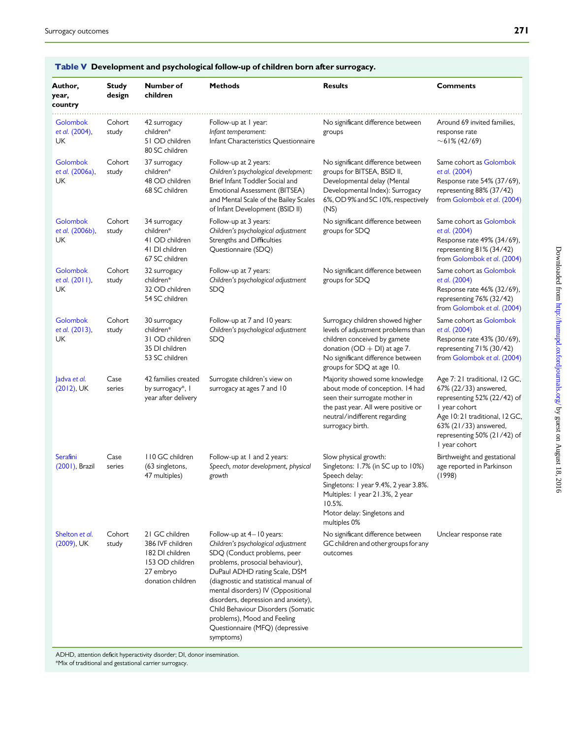**Table V** Development and psychological follow-up of children born after surrogacy.

| Author, year, country | Study design | Number of children | Methods | Results | Comments |
|---|---|---|---|---|---|
| Golombok et al. (2004), UK | Cohort study | 42 surrogacy children* 51 OD children 80 SC children | Follow-up at 1 year: *Infant temperament:* Infant Characteristics Questionnaire | No significant difference between groups | Around 69 invited families, response rate ~61% (42/69) |
| Golombok et al. (2006a), UK | Cohort study | 37 surrogacy children* 48 OD children 68 SC children | Follow-up at 2 years: *Children's psychological development:* Brief Infant Toddler Social and Emotional Assessment (BITSEA) and Mental Scale of the Bailey Scales of Infant Development (BSID II) | No significant difference between groups for BITSEA, BSID II, Developmental delay (Mental Developmental Index): Surrogacy 6%, OD 9% and SC 10%, respectively (NS) | Same cohort as Golombok et al. (2004) Response rate 54% (37/69), representing 88% (37/42) from Golombok et al. (2004) |
| Golombok et al. (2006b), UK | Cohort study | 34 surrogacy children* 41 OD children 41 DI children 67 SC children | Follow-up at 3 years: *Children's psychological adjustment* Strengths and Difficulties Questionnaire (SDQ) | No significant difference between groups for SDQ | Same cohort as Golombok et al. (2004) Response rate 49% (34/69), representing 81% (34/42) from Golombok et al. (2004) |
| Golombok et al. (2011), UK | Cohort study | 32 surrogacy children* 32 OD children 54 SC children | Follow-up at 7 years: *Children's psychological adjustment* SDQ | No significant difference between groups for SDQ | Same cohort as Golombok et al. (2004) Response rate 46% (32/69), representing 76% (32/42) from Golombok et al. (2004) |
| Golombok et al. (2013), UK | Cohort study | 30 surrogacy children* 31 OD children 35 DI children 53 SC children | Follow-up at 7 and 10 years: *Children's psychological adjustment* SDQ | Surrogacy children showed higher levels of adjustment problems than children conceived by gamete donation (OD + DI) at age 7. No significant difference between groups for SDQ at age 10. | Same cohort as Golombok et al. (2004) Response rate 43% (30/69), representing 71% (30/42) from Golombok et al. (2004) |
| Jadva et al. (2012), UK | Case series | 42 families created by surrogacy*, 1 year after delivery | Surrogate children's view on surrogacy at ages 7 and 10 | Majority showed some knowledge about mode of conception. 14 had seen their surrogate mother in the past year. All were positive or neutral/indifferent regarding surrogacy birth. | Age 7: 21 traditional, 12 GC, 67% (22/33) answered, representing 52% (22/42) of 1 year cohort Age 10: 21 traditional, 12 GC, 63% (21/33) answered, representing 50% (21/42) of 1 year cohort |
| Serafini (2001), Brazil | Case series | 110 GC children (63 singletons, 47 multiples) | Follow-up at 1 and 2 years: *Speech, motor development, physical growth* | Slow physical growth: Singletons: 1.7% (in SC up to 10%) Speech delay: Singletons: 1 year 9.4%, 2 year 3.8%. Multiples: 1 year 21.3%, 2 year 10.5%. Motor delay: Singletons and multiples 0% | Birthweight and gestational age reported in Parkinson (1998) |
| Shelton et al. (2009), UK | Cohort study | 21 GC children 386 IVF children 182 DI children 153 OD children 27 embryo donation children | Follow-up at 4–10 years: *Children's psychological adjustment* SDQ (Conduct problems, peer problems, prosocial behaviour), DuPaul ADHD rating Scale, DSM (diagnostic and statistical manual of mental disorders) IV (Oppositional disorders, depression and anxiety), Child Behaviour Disorders (Somatic problems), Mood and Feeling Questionnaire (MFQ) (depressive symptoms) | No significant difference between GC children and other groups for any outcomes | Unclear response rate |

ADHD, attention deficit hyperactivity disorder; DI, donor insemination.
*Mix of traditional and gestational carrier surrogacy.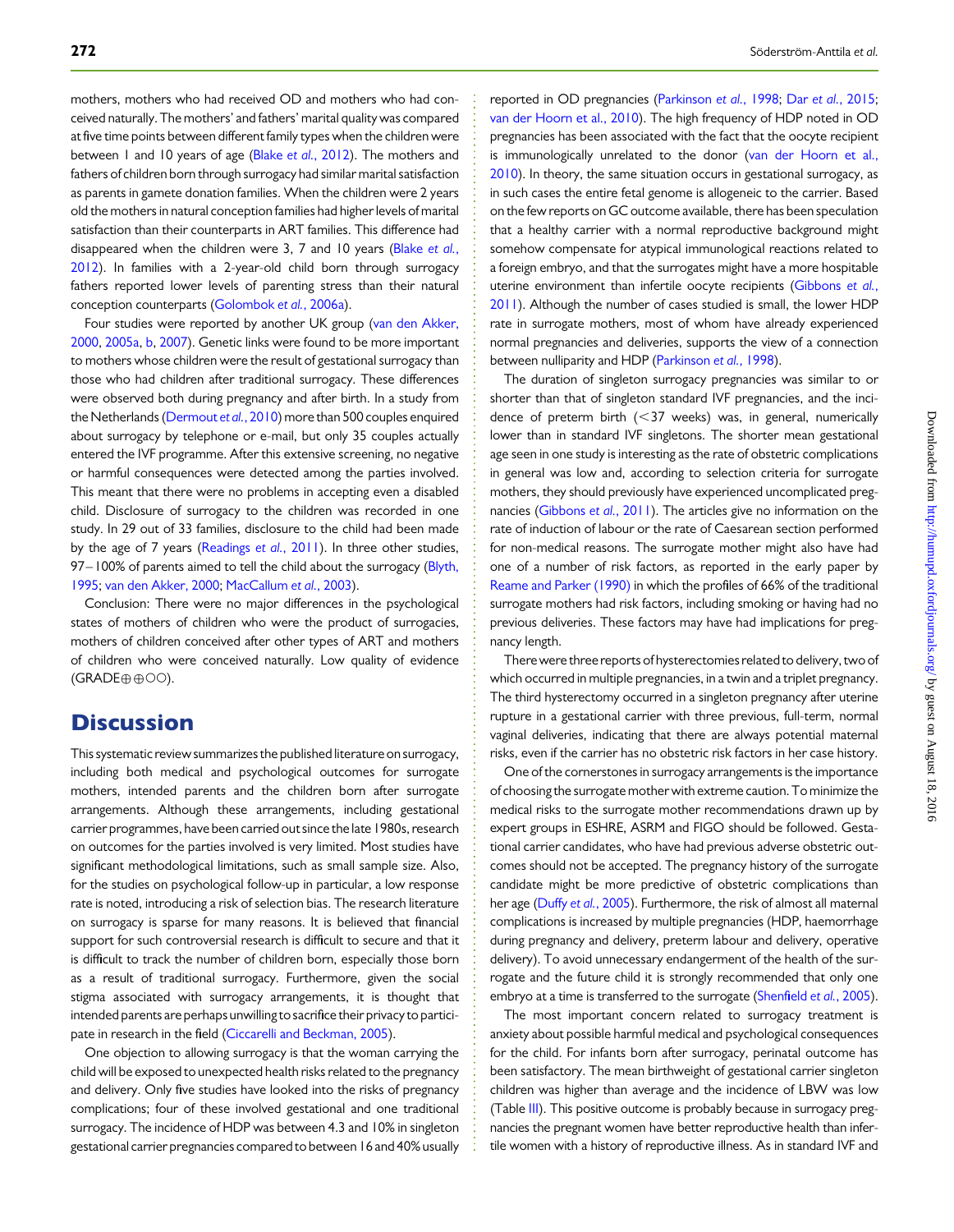mothers, mothers who had received OD and mothers who had conceived naturally. The mothers' and fathers' marital quality was compared at five time points between different family types when the children were between 1 and 10 years of age (Blake *et al.*, 2012). The mothers and fathers of children born through surrogacy had similar marital satisfaction as parents in gamete donation families. When the children were 2 years old the mothers in natural conception families had higher levels of marital satisfaction than their counterparts in ART families. This difference had disappeared when the children were 3, 7 and 10 years (Blake *et al.*, 2012). In families with a 2-year-old child born through surrogacy fathers reported lower levels of parenting stress than their natural conception counterparts (Golombok *et al.*, 2006a).

Four studies were reported by another UK group (van den Akker, 2000, 2005a, b, 2007). Genetic links were found to be more important to mothers whose children were the result of gestational surrogacy than those who had children after traditional surrogacy. These differences were observed both during pregnancy and after birth. In a study from the Netherlands (Dermout *et al.*, 2010) more than 500 couples enquired about surrogacy by telephone or e-mail, but only 35 couples actually entered the IVF programme. After this extensive screening, no negative or harmful consequences were detected among the parties involved. This meant that there were no problems in accepting even a disabled child. Disclosure of surrogacy to the children was recorded in one study. In 29 out of 33 families, disclosure to the child had been made by the age of 7 years (Readings *et al.*, 2011). In three other studies, 97–100% of parents aimed to tell the child about the surrogacy (Blyth, 1995; van den Akker, 2000; MacCallum *et al.*, 2003).

Conclusion: There were no major differences in the psychological states of mothers of children who were the product of surrogacies, mothers of children conceived after other types of ART and mothers of children who were conceived naturally. Low quality of evidence (GRADE⊕⊕○○).

# Discussion

This systematic review summarizes the published literature on surrogacy, including both medical and psychological outcomes for surrogate mothers, intended parents and the children born after surrogate arrangements. Although these arrangements, including gestational carrier programmes, have been carried out since the late 1980s, research on outcomes for the parties involved is very limited. Most studies have significant methodological limitations, such as small sample size. Also, for the studies on psychological follow-up in particular, a low response rate is noted, introducing a risk of selection bias. The research literature on surrogacy is sparse for many reasons. It is believed that financial support for such controversial research is difficult to secure and that it is difficult to track the number of children born, especially those born as a result of traditional surrogacy. Furthermore, given the social stigma associated with surrogacy arrangements, it is thought that intended parents are perhaps unwilling to sacrifice their privacy to participate in research in the field (Ciccarelli and Beckman, 2005).

One objection to allowing surrogacy is that the woman carrying the child will be exposed to unexpected health risks related to the pregnancy and delivery. Only five studies have looked into the risks of pregnancy complications; four of these involved gestational and one traditional surrogacy. The incidence of HDP was between 4.3 and 10% in singleton gestational carrier pregnancies compared to between 16 and 40% usually reported in OD pregnancies (Parkinson *et al.*, 1998; Dar *et al.*, 2015; van der Hoorn et al., 2010). The high frequency of HDP noted in OD pregnancies has been associated with the fact that the oocyte recipient is immunologically unrelated to the donor (van der Hoorn et al., 2010). In theory, the same situation occurs in gestational surrogacy, as in such cases the entire fetal genome is allogeneic to the carrier. Based on the few reports on GC outcome available, there has been speculation that a healthy carrier with a normal reproductive background might somehow compensate for atypical immunological reactions related to a foreign embryo, and that the surrogates might have a more hospitable uterine environment than infertile oocyte recipients (Gibbons *et al.*, 2011). Although the number of cases studied is small, the lower HDP rate in surrogate mothers, most of whom have already experienced normal pregnancies and deliveries, supports the view of a connection between nulliparity and HDP (Parkinson *et al.*, 1998).

The duration of singleton surrogacy pregnancies was similar to or shorter than that of singleton standard IVF pregnancies, and the incidence of preterm birth (<37 weeks) was, in general, numerically lower than in standard IVF singletons. The shorter mean gestational age seen in one study is interesting as the rate of obstetric complications in general was low and, according to selection criteria for surrogate mothers, they should previously have experienced uncomplicated pregnancies (Gibbons *et al.*, 2011). The articles give no information on the rate of induction of labour or the rate of Caesarean section performed for non-medical reasons. The surrogate mother might also have had one of a number of risk factors, as reported in the early paper by Reame and Parker (1990) in which the profiles of 66% of the traditional surrogate mothers had risk factors, including smoking or having had no previous deliveries. These factors may have had implications for pregnancy length.

There were three reports of hysterectomies related to delivery, two of which occurred in multiple pregnancies, in a twin and a triplet pregnancy. The third hysterectomy occurred in a singleton pregnancy after uterine rupture in a gestational carrier with three previous, full-term, normal vaginal deliveries, indicating that there are always potential maternal risks, even if the carrier has no obstetric risk factors in her case history.

One of the cornerstones in surrogacy arrangements is the importance of choosing the surrogate mother with extreme caution. To minimize the medical risks to the surrogate mother recommendations drawn up by expert groups in ESHRE, ASRM and FIGO should be followed. Gestational carrier candidates, who have had previous adverse obstetric outcomes should not be accepted. The pregnancy history of the surrogate candidate might be more predictive of obstetric complications than her age (Duffy *et al.*, 2005). Furthermore, the risk of almost all maternal complications is increased by multiple pregnancies (HDP, haemorrhage during pregnancy and delivery, preterm labour and delivery, operative delivery). To avoid unnecessary endangerment of the health of the surrogate and the future child it is strongly recommended that only one embryo at a time is transferred to the surrogate (Shenfield *et al.*, 2005).

The most important concern related to surrogacy treatment is anxiety about possible harmful medical and psychological consequences for the child. For infants born after surrogacy, perinatal outcome has been satisfactory. The mean birthweight of gestational carrier singleton children was higher than average and the incidence of LBW was low (Table III). This positive outcome is probably because in surrogacy pregnancies the pregnant women have better reproductive health than infertile women with a history of reproductive illness. As in standard IVF and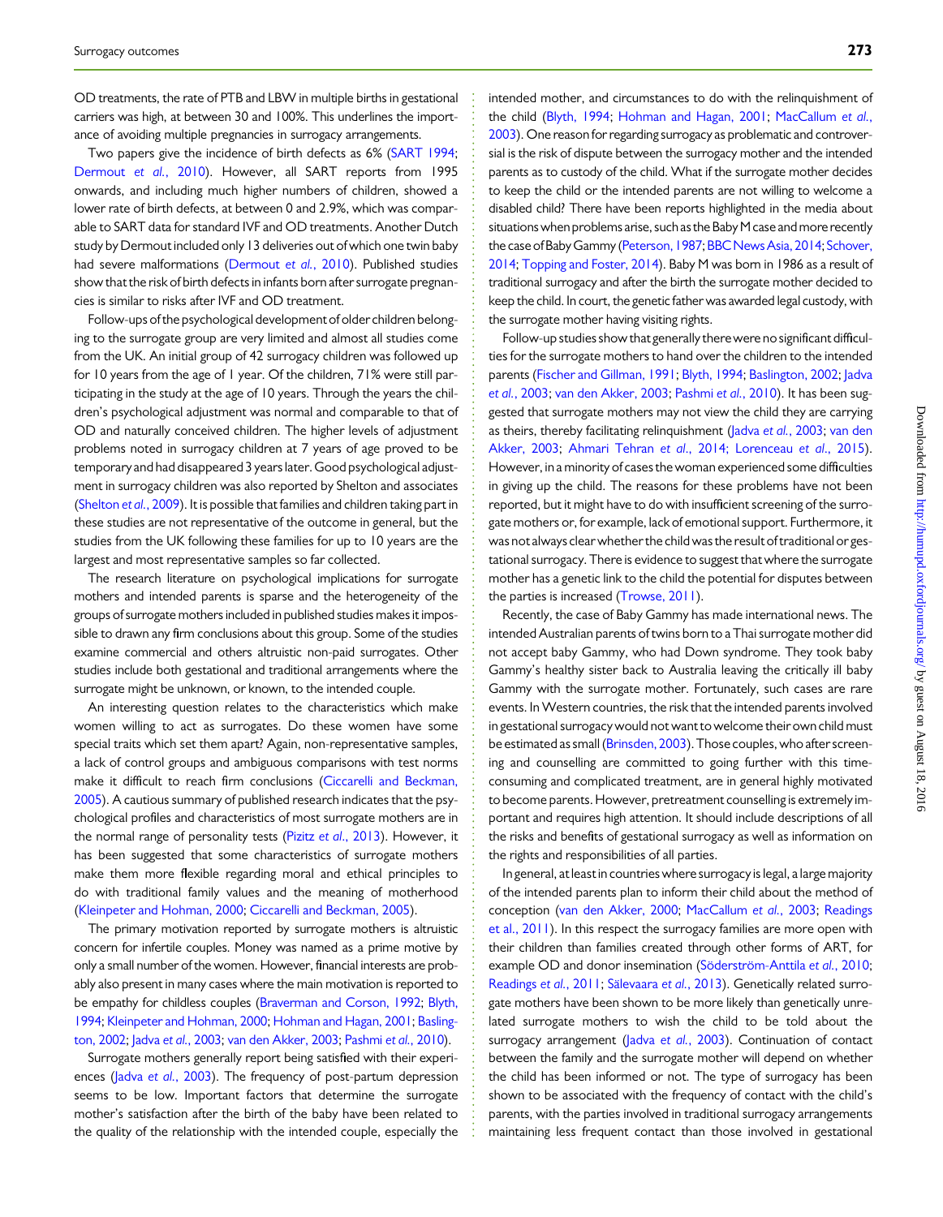OD treatments, the rate of PTB and LBW in multiple births in gestational carriers was high, at between 30 and 100%. This underlines the importance of avoiding multiple pregnancies in surrogacy arrangements.

Two papers give the incidence of birth defects as 6% (SART 1994; Dermout et al., 2010). However, all SART reports from 1995 onwards, and including much higher numbers of children, showed a lower rate of birth defects, at between 0 and 2.9%, which was comparable to SART data for standard IVF and OD treatments. Another Dutch study by Dermout included only 13 deliveries out of which one twin baby had severe malformations (Dermout et al., 2010). Published studies show that the risk of birth defects in infants born after surrogate pregnancies is similar to risks after IVF and OD treatment.

Follow-ups of the psychological development of older children belonging to the surrogate group are very limited and almost all studies come from the UK. An initial group of 42 surrogacy children was followed up for 10 years from the age of 1 year. Of the children, 71% were still participating in the study at the age of 10 years. Through the years the children's psychological adjustment was normal and comparable to that of OD and naturally conceived children. The higher levels of adjustment problems noted in surrogacy children at 7 years of age proved to be temporary and had disappeared 3 years later. Good psychological adjustment in surrogacy children was also reported by Shelton and associates (Shelton et al., 2009). It is possible that families and children taking part in these studies are not representative of the outcome in general, but the studies from the UK following these families for up to 10 years are the largest and most representative samples so far collected.

The research literature on psychological implications for surrogate mothers and intended parents is sparse and the heterogeneity of the groups of surrogate mothers included in published studies makes it impossible to drawn any firm conclusions about this group. Some of the studies examine commercial and others altruistic non-paid surrogates. Other studies include both gestational and traditional arrangements where the surrogate might be unknown, or known, to the intended couple.

An interesting question relates to the characteristics which make women willing to act as surrogates. Do these women have some special traits which set them apart? Again, non-representative samples, a lack of control groups and ambiguous comparisons with test norms make it difficult to reach firm conclusions (Ciccarelli and Beckman, 2005). A cautious summary of published research indicates that the psychological profiles and characteristics of most surrogate mothers are in the normal range of personality tests (Pizitz et al., 2013). However, it has been suggested that some characteristics of surrogate mothers make them more flexible regarding moral and ethical principles to do with traditional family values and the meaning of motherhood (Kleinpeter and Hohman, 2000; Ciccarelli and Beckman, 2005).

The primary motivation reported by surrogate mothers is altruistic concern for infertile couples. Money was named as a prime motive by only a small number of the women. However, financial interests are probably also present in many cases where the main motivation is reported to be empathy for childless couples (Braverman and Corson, 1992; Blyth, 1994; Kleinpeter and Hohman, 2000; Hohman and Hagan, 2001; Baslington, 2002; Jadva et al., 2003; van den Akker, 2003; Pashmi et al., 2010).

Surrogate mothers generally report being satisfied with their experiences (Jadva et al., 2003). The frequency of post-partum depression seems to be low. Important factors that determine the surrogate mother's satisfaction after the birth of the baby have been related to the quality of the relationship with the intended couple, especially the intended mother, and circumstances to do with the relinquishment of the child (Blyth, 1994; Hohman and Hagan, 2001; MacCallum et al., 2003). One reason for regarding surrogacy as problematic and controversial is the risk of dispute between the surrogacy mother and the intended parents as to custody of the child. What if the surrogate mother decides to keep the child or the intended parents are not willing to welcome a disabled child? There have been reports highlighted in the media about situations when problems arise, such as the Baby M case and more recently the case of Baby Gammy (Peterson, 1987; BBC News Asia, 2014; Schover, 2014; Topping and Foster, 2014). Baby M was born in 1986 as a result of traditional surrogacy and after the birth the surrogate mother decided to keep the child. In court, the genetic father was awarded legal custody, with the surrogate mother having visiting rights.

Follow-up studies show that generally there were no significant difficulties for the surrogate mothers to hand over the children to the intended parents (Fischer and Gillman, 1991; Blyth, 1994; Baslington, 2002; Jadva et al., 2003; van den Akker, 2003; Pashmi et al., 2010). It has been suggested that surrogate mothers may not view the child they are carrying as theirs, thereby facilitating relinquishment (Jadva et al., 2003; van den Akker, 2003; Ahmari Tehran et al., 2014; Lorenceau et al., 2015). However, in a minority of cases the woman experienced some difficulties in giving up the child. The reasons for these problems have not been reported, but it might have to do with insufficient screening of the surrogate mothers or, for example, lack of emotional support. Furthermore, it was not always clear whether the child was the result of traditional or gestational surrogacy. There is evidence to suggest that where the surrogate mother has a genetic link to the child the potential for disputes between the parties is increased (Trowse, 2011).

Recently, the case of Baby Gammy has made international news. The intended Australian parents of twins born to a Thai surrogate mother did not accept baby Gammy, who had Down syndrome. They took baby Gammy's healthy sister back to Australia leaving the critically ill baby Gammy with the surrogate mother. Fortunately, such cases are rare events. In Western countries, the risk that the intended parents involved in gestational surrogacy would not want to welcome their own child must be estimated as small (Brinsden, 2003). Those couples, who after screening and counselling are committed to going further with this time-consuming and complicated treatment, are in general highly motivated to become parents. However, pretreatment counselling is extremely important and requires high attention. It should include descriptions of all the risks and benefits of gestational surrogacy as well as information on the rights and responsibilities of all parties.

In general, at least in countries where surrogacy is legal, a large majority of the intended parents plan to inform their child about the method of conception (van den Akker, 2000; MacCallum et al., 2003; Readings et al., 2011). In this respect the surrogacy families are more open with their children than families created through other forms of ART, for example OD and donor insemination (Söderström-Anttila et al., 2010; Readings et al., 2011; Sälevaara et al., 2013). Genetically related surrogate mothers have been shown to be more likely than genetically unrelated surrogate mothers to wish the child to be told about the surrogacy arrangement (Jadva et al., 2003). Continuation of contact between the family and the surrogate mother will depend on whether the child has been informed or not. The type of surrogacy has been shown to be associated with the frequency of contact with the child's parents, with the parties involved in traditional surrogacy arrangements maintaining less frequent contact than those involved in gestational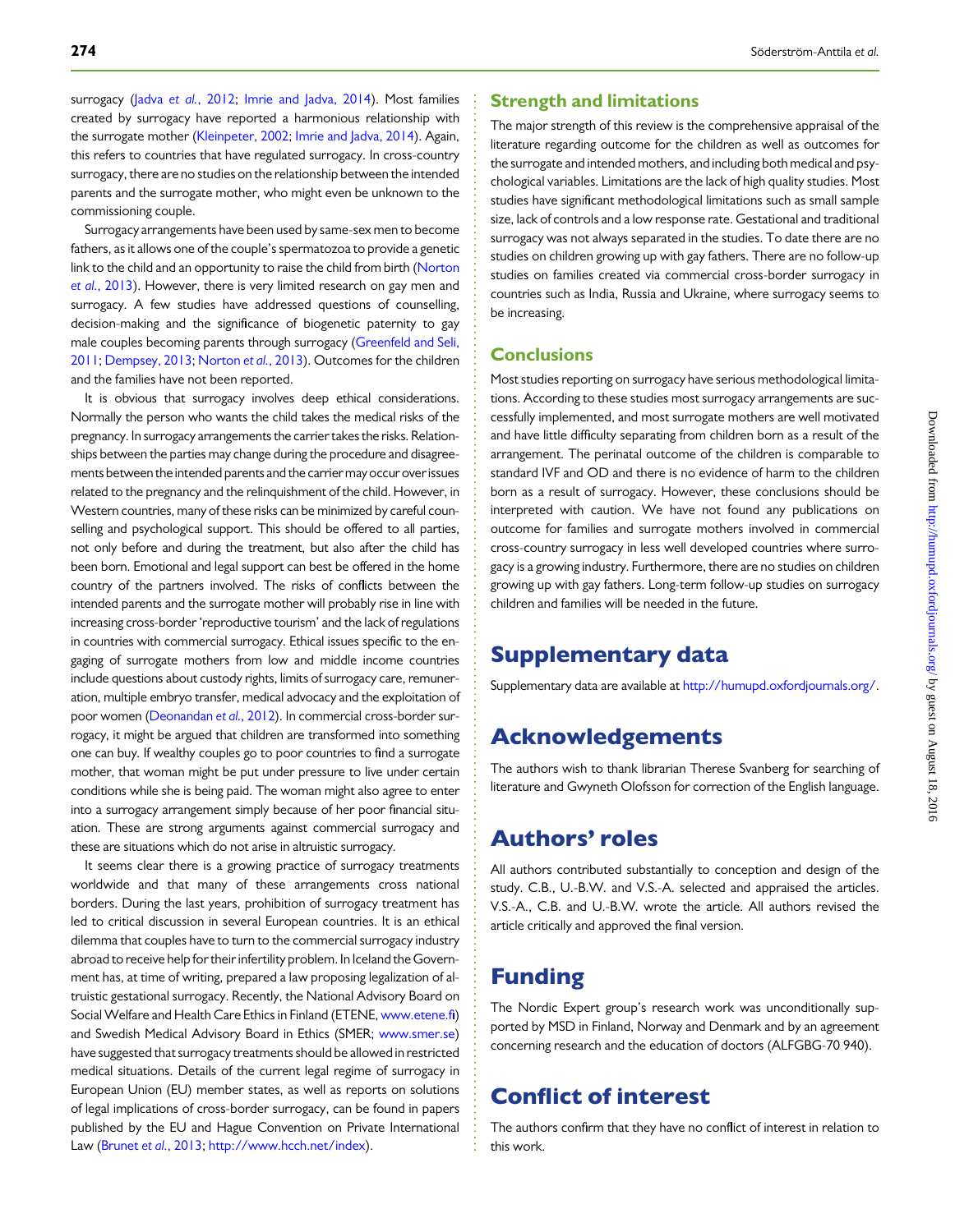surrogacy (Jadva et al., 2012; Imrie and Jadva, 2014). Most families created by surrogacy have reported a harmonious relationship with the surrogate mother (Kleinpeter, 2002; Imrie and Jadva, 2014). Again, this refers to countries that have regulated surrogacy. In cross-country surrogacy, there are no studies on the relationship between the intended parents and the surrogate mother, who might even be unknown to the commissioning couple.

Surrogacy arrangements have been used by same-sex men to become fathers, as it allows one of the couple's spermatozoa to provide a genetic link to the child and an opportunity to raise the child from birth (Norton et al., 2013). However, there is very limited research on gay men and surrogacy. A few studies have addressed questions of counselling, decision-making and the significance of biogenetic paternity to gay male couples becoming parents through surrogacy (Greenfeld and Seli, 2011; Dempsey, 2013; Norton et al., 2013). Outcomes for the children and the families have not been reported.

It is obvious that surrogacy involves deep ethical considerations. Normally the person who wants the child takes the medical risks of the pregnancy. In surrogacy arrangements the carrier takes the risks. Relationships between the parties may change during the procedure and disagreements between the intended parents and the carrier may occur over issues related to the pregnancy and the relinquishment of the child. However, in Western countries, many of these risks can be minimized by careful counselling and psychological support. This should be offered to all parties, not only before and during the treatment, but also after the child has been born. Emotional and legal support can best be offered in the home country of the partners involved. The risks of conflicts between the intended parents and the surrogate mother will probably rise in line with increasing cross-border 'reproductive tourism' and the lack of regulations in countries with commercial surrogacy. Ethical issues specific to the engaging of surrogate mothers from low and middle income countries include questions about custody rights, limits of surrogacy care, remuneration, multiple embryo transfer, medical advocacy and the exploitation of poor women (Deonandan et al., 2012). In commercial cross-border surrogacy, it might be argued that children are transformed into something one can buy. If wealthy couples go to poor countries to find a surrogate mother, that woman might be put under pressure to live under certain conditions while she is being paid. The woman might also agree to enter into a surrogacy arrangement simply because of her poor financial situation. These are strong arguments against commercial surrogacy and these are situations which do not arise in altruistic surrogacy.

It seems clear there is a growing practice of surrogacy treatments worldwide and that many of these arrangements cross national borders. During the last years, prohibition of surrogacy treatment has led to critical discussion in several European countries. It is an ethical dilemma that couples have to turn to the commercial surrogacy industry abroad to receive help for their infertility problem. In Iceland the Government has, at time of writing, prepared a law proposing legalization of altruistic gestational surrogacy. Recently, the National Advisory Board on Social Welfare and Health Care Ethics in Finland (ETENE, www.etene.fi) and Swedish Medical Advisory Board in Ethics (SMER; www.smer.se) have suggested that surrogacy treatments should be allowed in restricted medical situations. Details of the current legal regime of surrogacy in European Union (EU) member states, as well as reports on solutions of legal implications of cross-border surrogacy, can be found in papers published by the EU and Hague Convention on Private International Law (Brunet et al., 2013; http://www.hcch.net/index).

## Strength and limitations

The major strength of this review is the comprehensive appraisal of the literature regarding outcome for the children as well as outcomes for the surrogate and intended mothers, and including both medical and psychological variables. Limitations are the lack of high quality studies. Most studies have significant methodological limitations such as small sample size, lack of controls and a low response rate. Gestational and traditional surrogacy was not always separated in the studies. To date there are no studies on children growing up with gay fathers. There are no follow-up studies on families created via commercial cross-border surrogacy in countries such as India, Russia and Ukraine, where surrogacy seems to be increasing.

## Conclusions

Most studies reporting on surrogacy have serious methodological limitations. According to these studies most surrogacy arrangements are successfully implemented, and most surrogate mothers are well motivated and have little difficulty separating from children born as a result of the arrangement. The perinatal outcome of the children is comparable to standard IVF and OD and there is no evidence of harm to the children born as a result of surrogacy. However, these conclusions should be interpreted with caution. We have not found any publications on outcome for families and surrogate mothers involved in commercial cross-country surrogacy in less well developed countries where surrogacy is a growing industry. Furthermore, there are no studies on children growing up with gay fathers. Long-term follow-up studies on surrogacy children and families will be needed in the future.

# Supplementary data

Supplementary data are available at http://humupd.oxfordjournals.org/.

# Acknowledgements

The authors wish to thank librarian Therese Svanberg for searching of literature and Gwyneth Olofsson for correction of the English language.

# Authors' roles

All authors contributed substantially to conception and design of the study. C.B., U.-B.W. and V.S.-A. selected and appraised the articles. V.S.-A., C.B. and U.-B.W. wrote the article. All authors revised the article critically and approved the final version.

# Funding

The Nordic Expert group's research work was unconditionally supported by MSD in Finland, Norway and Denmark and by an agreement concerning research and the education of doctors (ALFGBG-70 940).

# Conflict of interest

The authors confirm that they have no conflict of interest in relation to this work.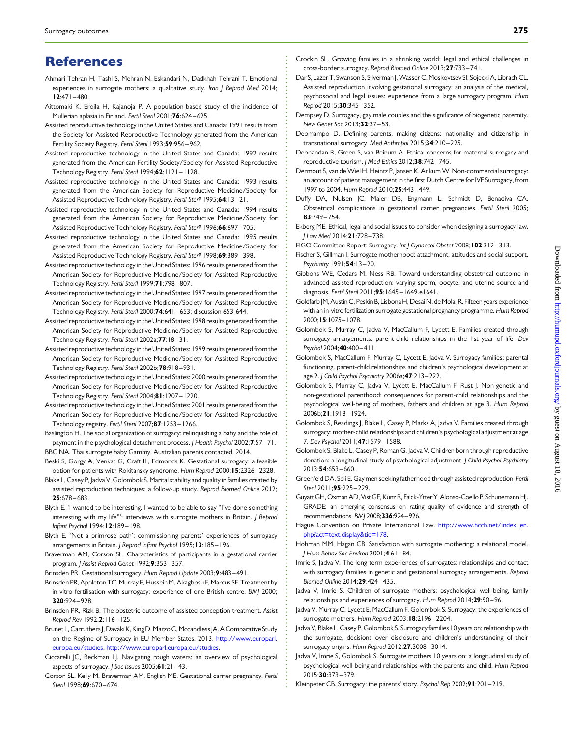# References

Ahmari Tehran H, Tashi S, Mehran N, Eskandari N, Dadkhah Tehrani T. Emotional experiences in surrogate mothers: a qualitative study. *Iran J Reprod Med* 2014; **12**:471–480.

Aittomaki K, Eroila H, Kajanoja P. A population-based study of the incidence of Mullerian aplasia in Finland. *Fertil Steril* 2001;**76**:624–625.

Assisted reproductive technology in the United States and Canada: 1991 results from the Society for Assisted Reproductive Technology generated from the American Fertility Society Registry. *Fertil Steril* 1993;**59**:956–962.

Assisted reproductive technology in the United States and Canada: 1992 results generated from the American Fertility Society/Society for Assisted Reproductive Technology Registry. *Fertil Steril* 1994;**62**:1121–1128.

Assisted reproductive technology in the United States and Canada: 1993 results generated from the American Society for Reproductive Medicine/Society for Assisted Reproductive Technology Registry. *Fertil Steril* 1995;**64**:13–21.

Assisted reproductive technology in the United States and Canada: 1994 results generated from the American Society for Reproductive Medicine/Society for Assisted Reproductive Technology Registry. *Fertil Steril* 1996;**66**:697–705.

Assisted reproductive technology in the United States and Canada: 1995 results generated from the American Society for Reproductive Medicine/Society for Assisted Reproductive Technology Registry. *Fertil Steril* 1998;**69**:389–398.

Assisted reproductive technology in the United States: 1996 results generated from the American Society for Reproductive Medicine/Society for Assisted Reproductive Technology Registry. *Fertil Steril* 1999;**71**:798–807.

Assisted reproductive technology in the United States: 1997 results generated from the American Society for Reproductive Medicine/Society for Assisted Reproductive Technology Registry. *Fertil Steril* 2000;**74**:641–653; discussion 653-644.

Assisted reproductive technology in the United States: 1998 results generated from the American Society for Reproductive Medicine/Society for Assisted Reproductive Technology Registry. *Fertil Steril* 2002a;**77**:18–31.

Assisted reproductive technology in the United States: 1999 results generated from the American Society for Reproductive Medicine/Society for Assisted Reproductive Technology Registry. *Fertil Steril* 2002b;**78**:918–931.

Assisted reproductive technology in the United States: 2000 results generated from the American Society for Reproductive Medicine/Society for Assisted Reproductive Technology Registry. *Fertil Steril* 2004;**81**:1207–1220.

Assisted reproductive technology in the United States: 2001 results generated from the American Society for Reproductive Medicine/Society for Assisted Reproductive Technology registry. *Fertil Steril* 2007;**87**:1253–1266.

Baslington H. The social organization of surrogacy: relinquishing a baby and the role of payment in the psychological detachment process. *J Health Psychol* 2002;**7**:57–71.

BBC NA. Thai surrogate baby Gammy. Australian parents contacted. 2014.

Beski S, Gorgy A, Venkat G, Craft IL, Edmonds K. Gestational surrogacy: a feasible option for patients with Rokitansky syndrome. *Hum Reprod* 2000;**15**:2326–2328.

Blake L, Casey P, Jadva V, Golombok S. Marital stability and quality in families created by assisted reproduction techniques: a follow-up study. *Reprod Biomed Online* 2012; **25**:678–683.

Blyth E. 'I wanted to be interesting. I wanted to be able to say "I've done something interesting with my life"': interviews with surrogate mothers in Britain. *J Reprod Infant Psychol* 1994;**12**:189–198.

Blyth E. 'Not a primrose path': commissioning parents' experiences of surrogacy arrangements in Britain. *J Reprod Infant Psychol* 1995;**13**:185–196.

Braverman AM, Corson SL. Characteristics of participants in a gestational carrier program. *J Assist Reprod Genet* 1992;**9**:353–357.

Brinsden PR. Gestational surrogacy. *Hum Reprod Update* 2003;**9**:483–491.

Brinsden PR, Appleton TC, Murray E, Hussein M, Akagbosu F, Marcus SF. Treatment by in vitro fertilisation with surrogacy: experience of one British centre. *BMJ* 2000; **320**:924–928.

Brinsden PR, Rizk B. The obstetric outcome of assisted conception treatment. *Assist Reprod Rev* 1992;**2**:116–125.

Brunet L, Carruthers J, Davaki K, King D, Marzo C, Mccandless JA. A Comparative Study on the Regime of Surrogacy in EU Member States. 2013. http://www.europarl.europa.eu/studies, http://www.europarl.europa.eu/studies.

Ciccarelli JC, Beckman LJ. Navigating rough waters: an overview of psychological aspects of surrogacy. *J Soc Issues* 2005;**61**:21–43.

Corson SL, Kelly M, Braverman AM, English ME. Gestational carrier pregnancy. *Fertil Steril* 1998;**69**:670–674.

Crockin SL. Growing families in a shrinking world: legal and ethical challenges in cross-border surrogacy. *Reprod Biomed Online* 2013;**27**:733–741.

Dar S, Lazer T, Swanson S, Silverman J, Wasser C, Moskovtsev SI, Sojecki A, Librach CL. Assisted reproduction involving gestational surrogacy: an analysis of the medical, psychosocial and legal issues: experience from a large surrogacy program. *Hum Reprod* 2015;**30**:345–352.

Dempsey D. Surrogacy, gay male couples and the significance of biogenetic paternity. *New Genet Soc* 2013;**32**:37–53.

Deomampo D. Defining parents, making citizens: nationality and citizenship in transnational surrogacy. *Med Anthropol* 2015;**34**:210–225.

Deonandan R, Green S, van Beinum A. Ethical concerns for maternal surrogacy and reproductive tourism. *J Med Ethics* 2012;**38**:742–745.

Dermout S, van de Wiel H, Heintz P, Jansen K, Ankum W. Non-commercial surrogacy: an account of patient management in the first Dutch Centre for IVF Surrogacy, from 1997 to 2004. *Hum Reprod* 2010;**25**:443–449.

Duffy DA, Nulsen JC, Maier DB, Engmann L, Schmidt D, Benadiva CA. Obstetrical complications in gestational carrier pregnancies. *Fertil Steril* 2005; **83**:749–754.

Ekberg ME. Ethical, legal and social issues to consider when designing a surrogacy law. *J Law Med* 2014;**21**:728–738.

FIGO Committee Report: Surrogacy. *Int J Gynaecol Obstet* 2008;**102**:312–313.

Fischer S, Gillman I. Surrogate motherhood: attachment, attitudes and social support. *Psychiatry* 1991;**54**:13–20.

Gibbons WE, Cedars M, Ness RB. Toward understanding obstetrical outcome in advanced assisted reproduction: varying sperm, oocyte, and uterine source and diagnosis. *Fertil Steril* 2011;**95**:1645–1649.e1641.

Goldfarb JM, Austin C, Peskin B, Lisbona H, Desai N, de Mola JR. Fifteen years experience with an in-vitro fertilization surrogate gestational pregnancy programme. *Hum Reprod* 2000;**15**:1075–1078.

Golombok S, Murray C, Jadva V, MacCallum F, Lycett E. Families created through surrogacy arrangements: parent-child relationships in the 1st year of life. *Dev Psychol* 2004;**40**:400–411.

Golombok S, MacCallum F, Murray C, Lycett E, Jadva V. Surrogacy families: parental functioning, parent-child relationships and children's psychological development at age 2. *J Child Psychol Psychiatry* 2006a;**47**:213–222.

Golombok S, Murray C, Jadva V, Lycett E, MacCallum F, Rust J. Non-genetic and non-gestational parenthood: consequences for parent-child relationships and the psychological well-being of mothers, fathers and children at age 3. *Hum Reprod* 2006b;**21**:1918–1924.

Golombok S, Readings J, Blake L, Casey P, Marks A, Jadva V. Families created through surrogacy: mother-child relationships and children's psychological adjustment at age 7. *Dev Psychol* 2011;**47**:1579–1588.

Golombok S, Blake L, Casey P, Roman G, Jadva V. Children born through reproductive donation: a longitudinal study of psychological adjustment. *J Child Psychol Psychiatry* 2013;**54**:653–660.

Greenfeld DA, Seli E. Gay men seeking fatherhood through assisted reproduction. *Fertil Steril* 2011;**95**:225–229.

Guyatt GH, Oxman AD, Vist GE, Kunz R, Falck-Ytter Y, Alonso-Coello P, Schunemann HJ. GRADE: an emerging consensus on rating quality of evidence and strength of recommendations. *BMJ* 2008;**336**:924–926.

Hague Convention on Private International Law. http://www.hcch.net/index_en.php?act=text.display&tid=178.

Hohman MM, Hagan CB. Satisfaction with surrogate mothering: a relational model. *J Hum Behav Soc Environ* 2001;**4**:61–84.

Imrie S, Jadva V. The long-term experiences of surrogates: relationships and contact with surrogacy families in genetic and gestational surrogacy arrangements. *Reprod Biomed Online* 2014;**29**:424–435.

Jadva V, Imrie S. Children of surrogate mothers: psychological well-being, family relationships and experiences of surrogacy. *Hum Reprod* 2014;**29**:90–96.

Jadva V, Murray C, Lycett E, MacCallum F, Golombok S. Surrogacy: the experiences of surrogate mothers. *Hum Reprod* 2003;**18**:2196–2204.

Jadva V, Blake L, Casey P, Golombok S. Surrogacy families 10 years on: relationship with the surrogate, decisions over disclosure and children's understanding of their surrogacy origins. *Hum Reprod* 2012;**27**:3008–3014.

Jadva V, Imrie S, Golombok S. Surrogate mothers 10 years on: a longitudinal study of psychological well-being and relationships with the parents and child. *Hum Reprod* 2015;**30**:373–379.

Kleinpeter CB. Surrogacy: the parents' story. *Psychol Rep* 2002;**91**:201–219.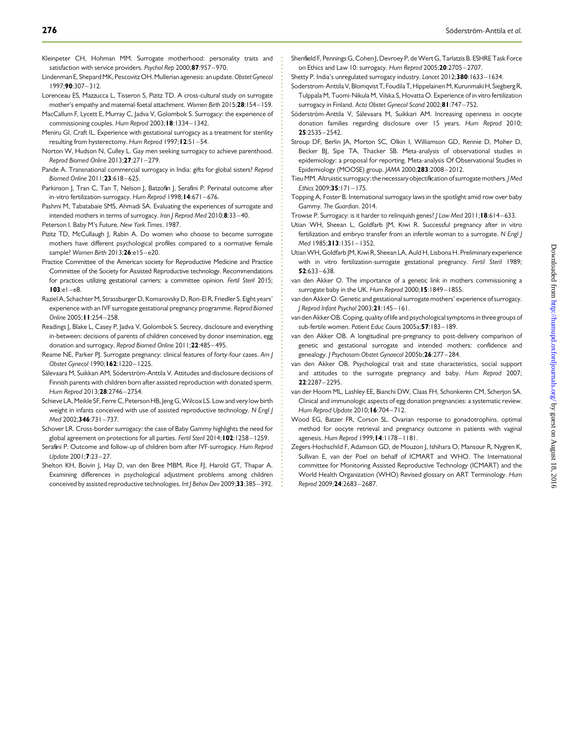Kleinpeter CH, Hohman MM. Surrogate motherhood: personality traits and satisfaction with service providers. *Psychol Rep* 2000;**87**:957–970.

Lindenman E, Shepard MK, Pescovitz OH. Mullerian agenesis: an update. *Obstet Gynecol* 1997;**90**:307–312.

Lorenceau ES, Mazzucca L, Tisseron S, Pizitz TD. A cross-cultural study on surrogate mother's empathy and maternal-foetal attachment. *Women Birth* 2015;**28**:154–159.

MacCallum F, Lycett E, Murray C, Jadva V, Golombok S. Surrogacy: the experience of commissioning couples. *Hum Reprod* 2003;**18**:1334–1342.

Meniru GI, Craft IL. Experience with gestational surrogacy as a treatment for sterility resulting from hysterectomy. *Hum Reprod* 1997;**12**:51–54.

Norton W, Hudson N, Culley L. Gay men seeking surrogacy to achieve parenthood. *Reprod Biomed Online* 2013;**27**:271–279.

Pande A. Transnational commercial surrogacy in India: gifts for global sisters? *Reprod Biomed Online* 2011;**23**:618–625.

Parkinson J, Tran C, Tan T, Nelson J, Batzofin J, Serafini P. Perinatal outcome after in-vitro fertilization-surrogacy. *Hum Reprod* 1998;**14**:671–676.

Pashmi M, Tabatabaie SMS, Ahmadi SA. Evaluating the experiences of surrogate and intended mothers in terms of surrogacy. *Iran J Reprod Med* 2010;**8**:33–40.

Peterson I. Baby M's Future. *New York Times*. 1987.

Pizitz TD, McCullaugh J, Rabin A. Do women who choose to become surrogate mothers have different psychological profiles compared to a normative female sample? *Women Birth* 2013;**26**:e15–e20.

Practice Committee of the American society for Reproductive Medicine and Practice Committee of the Society for Assisted Reproductive technology. Recommendations for practices utilizing gestational carriers: a committee opinion. *Fertil Steril* 2015; **103**:e1–e8.

Raziel A, Schachter M, Strassburger D, Komarovsky D, Ron-El R, Friedler S. Eight years' experience with an IVF surrogate gestational pregnancy programme. *Reprod Biomed Online* 2005;**11**:254–258.

Readings J, Blake L, Casey P, Jadva V, Golombok S. Secrecy, disclosure and everything in-between: decisions of parents of children conceived by donor insemination, egg donation and surrogacy. *Reprod Biomed Online* 2011;**22**:485–495.

Reame NE, Parker PJ. Surrogate pregnancy: clinical features of forty-four cases. *Am J Obstet Gynecol* 1990;**162**:1220–1225.

Sälevaara M, Suikkari AM, Söderström-Anttila V. Attitudes and disclosure decisions of Finnish parents with children born after assisted reproduction with donated sperm. *Hum Reprod* 2013;**28**:2746–2754.

Schieve LA, Meikle SF, Ferre C, Peterson HB, Jeng G, Wilcox LS. Low and very low birth weight in infants conceived with use of assisted reproductive technology. *N Engl J Med* 2002;**346**:731–737.

Schover LR. Cross-border surrogacy: the case of Baby Gammy highlights the need for global agreement on protections for all parties. *Fertil Steril* 2014;**102**:1258–1259.

Serafini P. Outcome and follow-up of children born after IVF-surrogacy. *Hum Reprod Update* 2001;**7**:23–27.

Shelton KH, Boivin J, Hay D, van den Bree MBM, Rice FJ, Harold GT, Thapar A. Examining differences in psychological adjustment problems among children conceived by assisted reproductive technologies. *Int J Behav Dev* 2009;**33**:385–392.

Shenfield F, Pennings G, Cohen J, Devroey P, de Wert G, Tarlatzis B. ESHRE Task Force on Ethics and Law 10: surrogacy. *Hum Reprod* 2005;**20**:2705–2707.

Shetty P. India's unregulated surrogacy industry. *Lancet* 2012;**380**:1633–1634.

Soderstrom-Anttila V, Blomqvist T, Foudila T, Hippelainen M, Kurunmaki H, Siegberg R, Tulppala M, Tuomi-Nikula M, Vilska S, Hovatta O. Experience of in vitro fertilization surrogacy in Finland. *Acta Obstet Gynecol Scand* 2002;**81**:747–752.

Söderström-Anttila V, Sälevaara M, Suikkari AM. Increasing openness in oocyte donation families regarding disclosure over 15 years. *Hum Reprod* 2010; **25**:2535–2542.

Stroup DF, Berlin JA, Morton SC, Olkin I, Williamson GD, Rennie D, Moher D, Becker BJ, Sipe TA, Thacker SB. Meta-analysis of observational studies in epidemiology: a proposal for reporting. Meta-analysis Of Observational Studies in Epidemiology (MOOSE) group. *JAMA* 2000;**283**:2008–2012.

Tieu MM. Altruistic surrogacy: the necessary objectification of surrogate mothers. *J Med Ethics* 2009;**35**:171–175.

Topping A, Foster B. International surrogacy laws in the spotlight amid row over baby Gammy. *The Guardian*. 2014.

Trowse P. Surrogacy: is it harder to relinquish genes? *J Law Med* 2011;**18**:614–633.

Utian WH, Sheean L, Goldfarb JM, Kiwi R. Successful pregnancy after in vitro fertilization and embryo transfer from an infertile woman to a surrogate. *N Engl J Med* 1985;**313**:1351–1352.

Utian WH, Goldfarb JM, Kiwi R, Sheean LA, Auld H, Lisbona H. Preliminary experience with in vitro fertilization-surrogate gestational pregnancy. *Fertil Steril* 1989; **52**:633–638.

van den Akker O. The importance of a genetic link in mothers commissioning a surrogate baby in the UK. *Hum Reprod* 2000;**15**:1849–1855.

van den Akker O. Genetic and gestational surrogate mothers' experience of surrogacy. *J Reprod Infant Psychol* 2003;**21**:145–161.

van den Akker OB. Coping, quality of life and psychological symptoms in three groups of sub-fertile women. *Patient Educ Couns* 2005a;**57**:183–189.

van den Akker OB. A longitudinal pre-pregnancy to post-delivery comparison of genetic and gestational surrogate and intended mothers: confidence and genealogy. *J Psychosom Obstet Gynaecol* 2005b;**26**:277–284.

van den Akker OB. Psychological trait and state characteristics, social support and attitudes to the surrogate pregnancy and baby. *Hum Reprod* 2007; **22**:2287–2295.

van der Hoorn ML, Lashley EE, Bianchi DW, Claas FH, Schonkeren CM, Scherjon SA. Clinical and immunologic aspects of egg donation pregnancies: a systematic review. *Hum Reprod Update* 2010;**16**:704–712.

Wood EG, Batzer FR, Corson SL. Ovarian response to gonadotrophins, optimal method for oocyte retrieval and pregnancy outcome in patients with vaginal agenesis. *Hum Reprod* 1999;**14**:1178–1181.

Zegers-Hochschild F, Adamson GD, de Mouzon J, Ishihara O, Mansour R, Nygren K, Sullivan E, van der Poel on behalf of ICMART and WHO. The International committee for Monitoring Assisted Reproductive Technology (ICMART) and the World Health Organization (WHO) Revised glossary on ART Terminology. *Hum Reprod* 2009;**24**:2683–2687.